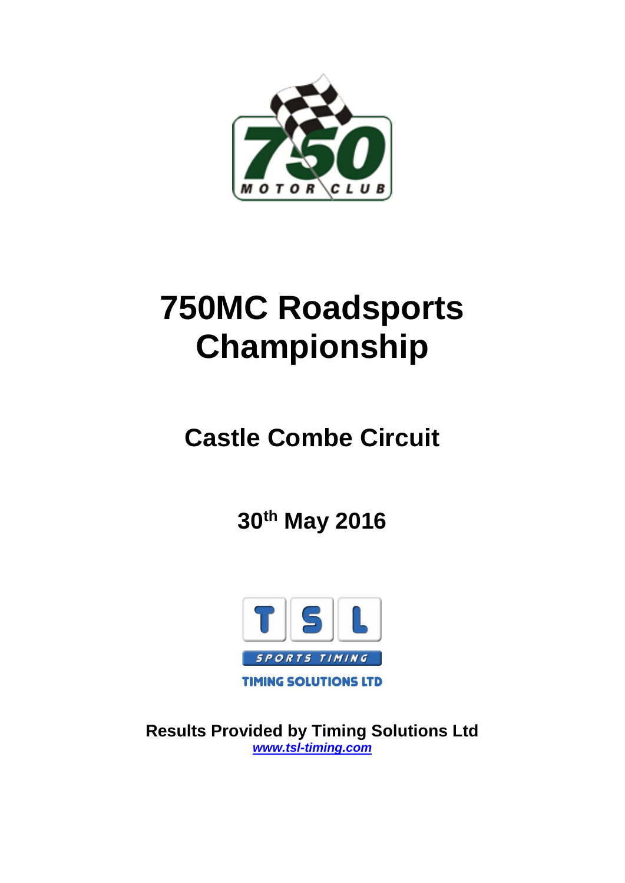# 750MC Roadsports Championship

## Castle Combe Circuit

### 30th May 2016

**Results Provided by Timing Solutions Ltd**

*www.tsl-timing.com*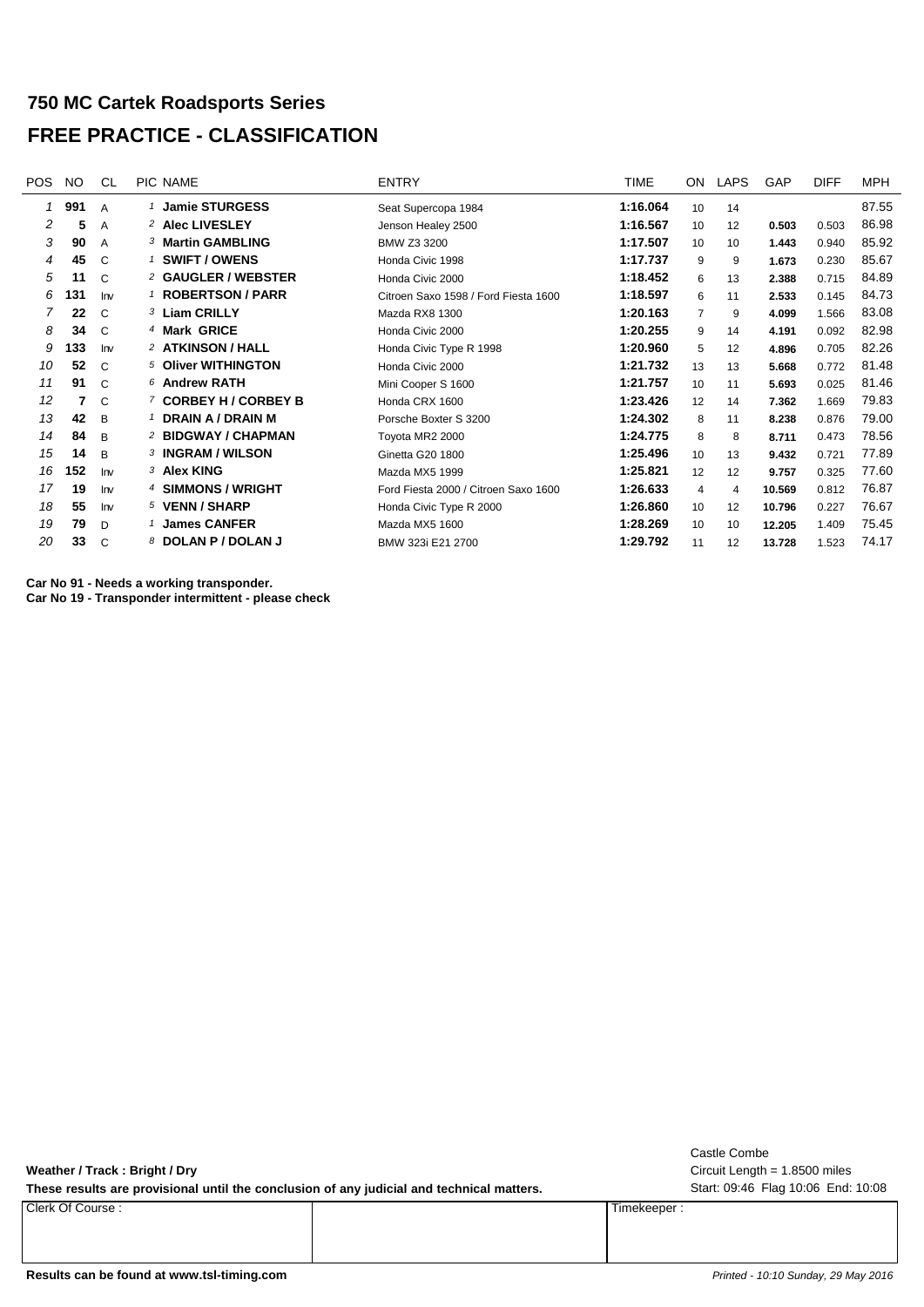# 750 MC Cartek Roadsports Series

## FREE PRACTICE - CLASSIFICATION

| POS | NO | CL | PIC | NAME | ENTRY | TIME | ON | LAPS | GAP | DIFF | MPH |
|---|---|---|---|---|---|---|---|---|---|---|---|
| 1 | 991 | A | 1 | Jamie STURGESS | Seat Supercopa 1984 | 1:16.064 | 10 | 14 | | | 87.55 |
| 2 | 5 | A | 2 | Alec LIVESLEY | Jenson Healey 2500 | 1:16.567 | 10 | 12 | 0.503 | 0.503 | 86.98 |
| 3 | 90 | A | 3 | Martin GAMBLING | BMW Z3 3200 | 1:17.507 | 10 | 10 | 1.443 | 0.940 | 85.92 |
| 4 | 45 | C | 1 | SWIFT / OWENS | Honda Civic 1998 | 1:17.737 | 9 | 9 | 1.673 | 0.230 | 85.67 |
| 5 | 11 | C | 2 | GAUGLER / WEBSTER | Honda Civic 2000 | 1:18.452 | 6 | 13 | 2.388 | 0.715 | 84.89 |
| 6 | 131 | Inv | 1 | ROBERTSON / PARR | Citroen Saxo 1598 / Ford Fiesta 1600 | 1:18.597 | 6 | 11 | 2.533 | 0.145 | 84.73 |
| 7 | 22 | C | 3 | Liam CRILLY | Mazda RX8 1300 | 1:20.163 | 7 | 9 | 4.099 | 1.566 | 83.08 |
| 8 | 34 | C | 4 | Mark GRICE | Honda Civic 2000 | 1:20.255 | 9 | 14 | 4.191 | 0.092 | 82.98 |
| 9 | 133 | Inv | 2 | ATKINSON / HALL | Honda Civic Type R 1998 | 1:20.960 | 5 | 12 | 4.896 | 0.705 | 82.26 |
| 10 | 52 | C | 5 | Oliver WITHINGTON | Honda Civic 2000 | 1:21.732 | 13 | 13 | 5.668 | 0.772 | 81.48 |
| 11 | 91 | C | 6 | Andrew RATH | Mini Cooper S 1600 | 1:21.757 | 10 | 11 | 5.693 | 0.025 | 81.46 |
| 12 | 7 | C | 7 | CORBEY H / CORBEY B | Honda CRX 1600 | 1:23.426 | 12 | 14 | 7.362 | 1.669 | 79.83 |
| 13 | 42 | B | 1 | DRAIN A / DRAIN M | Porsche Boxter S 3200 | 1:24.302 | 8 | 11 | 8.238 | 0.876 | 79.00 |
| 14 | 84 | B | 2 | BIDGWAY / CHAPMAN | Toyota MR2 2000 | 1:24.775 | 8 | 8 | 8.711 | 0.473 | 78.56 |
| 15 | 14 | B | 3 | INGRAM / WILSON | Ginetta G20 1800 | 1:25.496 | 10 | 13 | 9.432 | 0.721 | 77.89 |
| 16 | 152 | Inv | 3 | Alex KING | Mazda MX5 1999 | 1:25.821 | 12 | 12 | 9.757 | 0.325 | 77.60 |
| 17 | 19 | Inv | 4 | SIMMONS / WRIGHT | Ford Fiesta 2000 / Citroen Saxo 1600 | 1:26.633 | 4 | 4 | 10.569 | 0.812 | 76.87 |
| 18 | 55 | Inv | 5 | VENN / SHARP | Honda Civic Type R 2000 | 1:26.860 | 10 | 12 | 10.796 | 0.227 | 76.67 |
| 19 | 79 | D | 1 | James CANFER | Mazda MX5 1600 | 1:28.269 | 10 | 10 | 12.205 | 1.409 | 75.45 |
| 20 | 33 | C | 8 | DOLAN P / DOLAN J | BMW 323i E21 2700 | 1:29.792 | 11 | 12 | 13.728 | 1.523 | 74.17 |

**Car No 91 - Needs a working transponder.**
**Car No 19 - Transponder intermittent - please check**

**Weather / Track : Bright / Dry**

**These results are provisional until the conclusion of any judicial and technical matters.**

Castle Combe
Circuit Length = 1.8500 miles
Start: 09:46 Flag 10:06 End: 10:08

| Clerk Of Course : | | Timekeeper : |
|---|---|---|
| | | |

**Results can be found at www.tsl-timing.com**

*Printed - 10:10 Sunday, 29 May 2016*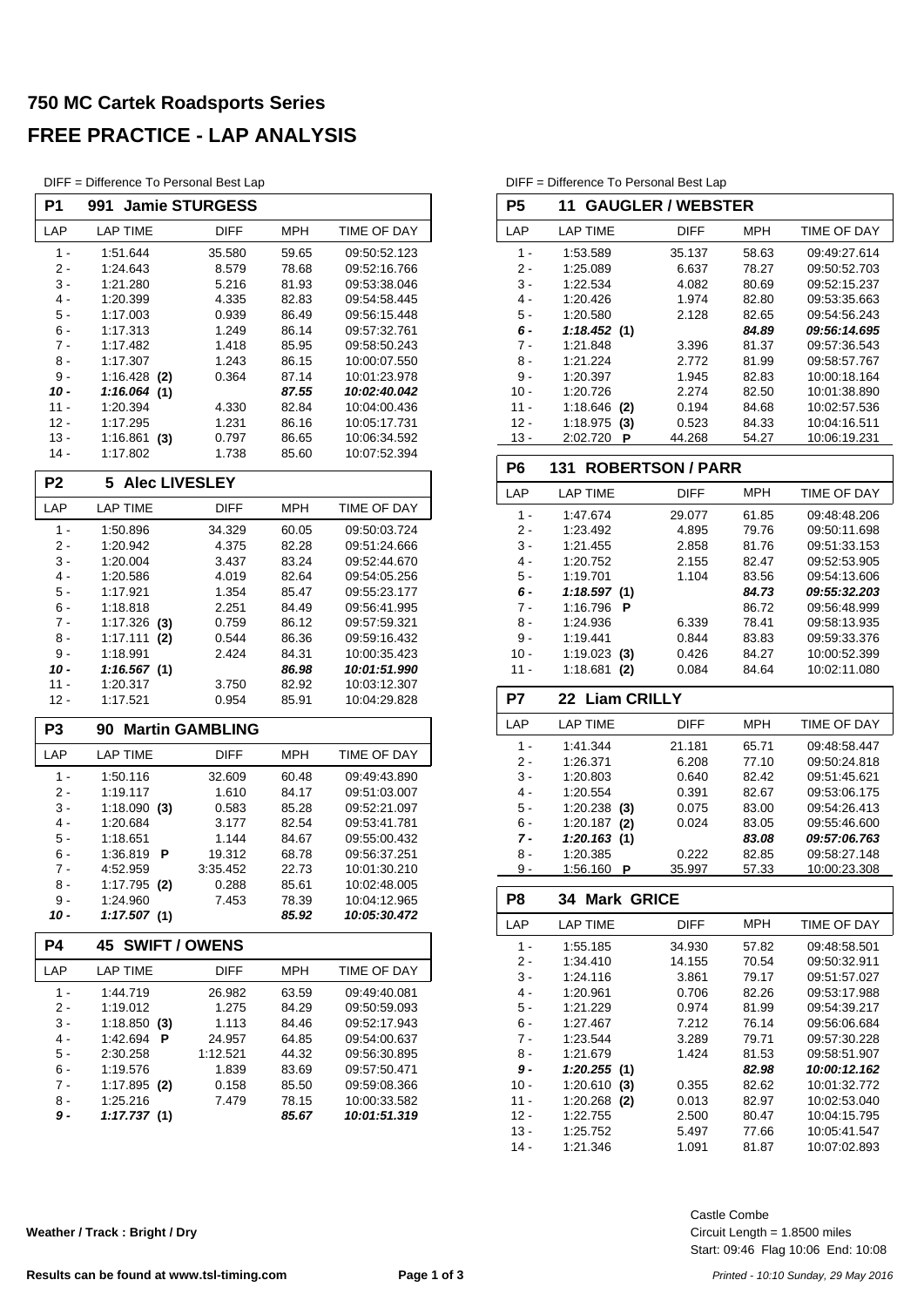# 750 MC Cartek Roadsports Series

# FREE PRACTICE - LAP ANALYSIS

DIFF = Difference To Personal Best Lap

### P1 991 Jamie STURGESS

| LAP | LAP TIME | DIFF | MPH | TIME OF DAY |
|---|---|---|---|---|
| 1 - | 1:51.644 | 35.580 | 59.65 | 09:50:52.123 |
| 2 - | 1:24.643 | 8.579 | 78.68 | 09:52:16.766 |
| 3 - | 1:21.280 | 5.216 | 81.93 | 09:53:38.046 |
| 4 - | 1:20.399 | 4.335 | 82.83 | 09:54:58.445 |
| 5 - | 1:17.003 | 0.939 | 86.49 | 09:56:15.448 |
| 6 - | 1:17.313 | 1.249 | 86.14 | 09:57:32.761 |
| 7 - | 1:17.482 | 1.418 | 85.95 | 09:58:50.243 |
| 8 - | 1:17.307 | 1.243 | 86.15 | 10:00:07.550 |
| 9 - | 1:16.428 **(2)** | 0.364 | 87.14 | 10:01:23.978 |
| ***10 -*** | ***1:16.064* (1)** | | ***87.55*** | ***10:02:40.042*** |
| 11 - | 1:20.394 | 4.330 | 82.84 | 10:04:00.436 |
| 12 - | 1:17.295 | 1.231 | 86.16 | 10:05:17.731 |
| 13 - | 1:16.861 **(3)** | 0.797 | 86.65 | 10:06:34.592 |
| 14 - | 1:17.802 | 1.738 | 85.60 | 10:07:52.394 |

### P2 5 Alec LIVESLEY

| LAP | LAP TIME | DIFF | MPH | TIME OF DAY |
|---|---|---|---|---|
| 1 - | 1:50.896 | 34.329 | 60.05 | 09:50:03.724 |
| 2 - | 1:20.942 | 4.375 | 82.28 | 09:51:24.666 |
| 3 - | 1:20.004 | 3.437 | 83.24 | 09:52:44.670 |
| 4 - | 1:20.586 | 4.019 | 82.64 | 09:54:05.256 |
| 5 - | 1:17.921 | 1.354 | 85.47 | 09:55:23.177 |
| 6 - | 1:18.818 | 2.251 | 84.49 | 09:56:41.995 |
| 7 - | 1:17.326 **(3)** | 0.759 | 86.12 | 09:57:59.321 |
| 8 - | 1:17.111 **(2)** | 0.544 | 86.36 | 09:59:16.432 |
| 9 - | 1:18.991 | 2.424 | 84.31 | 10:00:35.423 |
| ***10 -*** | ***1:16.567* (1)** | | ***86.98*** | ***10:01:51.990*** |
| 11 - | 1:20.317 | 3.750 | 82.92 | 10:03:12.307 |
| 12 - | 1:17.521 | 0.954 | 85.91 | 10:04:29.828 |

### P3 90 Martin GAMBLING

| LAP | LAP TIME | DIFF | MPH | TIME OF DAY |
|---|---|---|---|---|
| 1 - | 1:50.116 | 32.609 | 60.48 | 09:49:43.890 |
| 2 - | 1:19.117 | 1.610 | 84.17 | 09:51:03.007 |
| 3 - | 1:18.090 **(3)** | 0.583 | 85.28 | 09:52:21.097 |
| 4 - | 1:20.684 | 3.177 | 82.54 | 09:53:41.781 |
| 5 - | 1:18.651 | 1.144 | 84.67 | 09:55:00.432 |
| 6 - | 1:36.819 **P** | 19.312 | 68.78 | 09:56:37.251 |
| 7 - | 4:52.959 | 3:35.452 | 22.73 | 10:01:30.210 |
| 8 - | 1:17.795 **(2)** | 0.288 | 85.61 | 10:02:48.005 |
| 9 - | 1:24.960 | 7.453 | 78.39 | 10:04:12.965 |
| ***10 -*** | ***1:17.507* (1)** | | ***85.92*** | ***10:05:30.472*** |

### P4 45 SWIFT / OWENS

| LAP | LAP TIME | DIFF | MPH | TIME OF DAY |
|---|---|---|---|---|
| 1 - | 1:44.719 | 26.982 | 63.59 | 09:49:40.081 |
| 2 - | 1:19.012 | 1.275 | 84.29 | 09:50:59.093 |
| 3 - | 1:18.850 **(3)** | 1.113 | 84.46 | 09:52:17.943 |
| 4 - | 1:42.694 **P** | 24.957 | 64.85 | 09:54:00.637 |
| 5 - | 2:30.258 | 1:12.521 | 44.32 | 09:56:30.895 |
| 6 - | 1:19.576 | 1.839 | 83.69 | 09:57:50.471 |
| 7 - | 1:17.895 **(2)** | 0.158 | 85.50 | 09:59:08.366 |
| 8 - | 1:25.216 | 7.479 | 78.15 | 10:00:33.582 |
| ***9 -*** | ***1:17.737* (1)** | | ***85.67*** | ***10:01:51.319*** |

DIFF = Difference To Personal Best Lap

### P5 11 GAUGLER / WEBSTER

| LAP | LAP TIME | DIFF | MPH | TIME OF DAY |
|---|---|---|---|---|
| 1 - | 1:53.589 | 35.137 | 58.63 | 09:49:27.614 |
| 2 - | 1:25.089 | 6.637 | 78.27 | 09:50:52.703 |
| 3 - | 1:22.534 | 4.082 | 80.69 | 09:52:15.237 |
| 4 - | 1:20.426 | 1.974 | 82.80 | 09:53:35.663 |
| 5 - | 1:20.580 | 2.128 | 82.65 | 09:54:56.243 |
| ***6 -*** | ***1:18.452* (1)** | | ***84.89*** | ***09:56:14.695*** |
| 7 - | 1:21.848 | 3.396 | 81.37 | 09:57:36.543 |
| 8 - | 1:21.224 | 2.772 | 81.99 | 09:58:57.767 |
| 9 - | 1:20.397 | 1.945 | 82.83 | 10:00:18.164 |
| 10 - | 1:20.726 | 2.274 | 82.50 | 10:01:38.890 |
| 11 - | 1:18.646 **(2)** | 0.194 | 84.68 | 10:02:57.536 |
| 12 - | 1:18.975 **(3)** | 0.523 | 84.33 | 10:04:16.511 |
| 13 - | 2:02.720 **P** | 44.268 | 54.27 | 10:06:19.231 |

### P6 131 ROBERTSON / PARR

| LAP | LAP TIME | DIFF | MPH | TIME OF DAY |
|---|---|---|---|---|
| 1 - | 1:47.674 | 29.077 | 61.85 | 09:48:48.206 |
| 2 - | 1:23.492 | 4.895 | 79.76 | 09:50:11.698 |
| 3 - | 1:21.455 | 2.858 | 81.76 | 09:51:33.153 |
| 4 - | 1:20.752 | 2.155 | 82.47 | 09:52:53.905 |
| 5 - | 1:19.701 | 1.104 | 83.56 | 09:54:13.606 |
| ***6 -*** | ***1:18.597* (1)** | | ***84.73*** | ***09:55:32.203*** |
| 7 - | 1:16.796 **P** | | 86.72 | 09:56:48.999 |
| 8 - | 1:24.936 | 6.339 | 78.41 | 09:58:13.935 |
| 9 - | 1:19.441 | 0.844 | 83.83 | 09:59:33.376 |
| 10 - | 1:19.023 **(3)** | 0.426 | 84.27 | 10:00:52.399 |
| 11 - | 1:18.681 **(2)** | 0.084 | 84.64 | 10:02:11.080 |

### P7 22 Liam CRILLY

| LAP | LAP TIME | DIFF | MPH | TIME OF DAY |
|---|---|---|---|---|
| 1 - | 1:41.344 | 21.181 | 65.71 | 09:48:58.447 |
| 2 - | 1:26.371 | 6.208 | 77.10 | 09:50:24.818 |
| 3 - | 1:20.803 | 0.640 | 82.42 | 09:51:45.621 |
| 4 - | 1:20.554 | 0.391 | 82.67 | 09:53:06.175 |
| 5 - | 1:20.238 **(3)** | 0.075 | 83.00 | 09:54:26.413 |
| 6 - | 1:20.187 **(2)** | 0.024 | 83.05 | 09:55:46.600 |
| ***7 -*** | ***1:20.163* (1)** | | ***83.08*** | ***09:57:06.763*** |
| 8 - | 1:20.385 | 0.222 | 82.85 | 09:58:27.148 |
| 9 - | 1:56.160 **P** | 35.997 | 57.33 | 10:00:23.308 |

### P8 34 Mark GRICE

| LAP | LAP TIME | DIFF | MPH | TIME OF DAY |
|---|---|---|---|---|
| 1 - | 1:55.185 | 34.930 | 57.82 | 09:48:58.501 |
| 2 - | 1:34.410 | 14.155 | 70.54 | 09:50:32.911 |
| 3 - | 1:24.116 | 3.861 | 79.17 | 09:51:57.027 |
| 4 - | 1:20.961 | 0.706 | 82.26 | 09:53:17.988 |
| 5 - | 1:21.229 | 0.974 | 81.99 | 09:54:39.217 |
| 6 - | 1:27.467 | 7.212 | 76.14 | 09:56:06.684 |
| 7 - | 1:23.544 | 3.289 | 79.71 | 09:57:30.228 |
| 8 - | 1:21.679 | 1.424 | 81.53 | 09:58:51.907 |
| ***9 -*** | ***1:20.255* (1)** | | ***82.98*** | ***10:00:12.162*** |
| 10 - | 1:20.610 **(3)** | 0.355 | 82.62 | 10:01:32.772 |
| 11 - | 1:20.268 **(2)** | 0.013 | 82.97 | 10:02:53.040 |
| 12 - | 1:22.755 | 2.500 | 80.47 | 10:04:15.795 |
| 13 - | 1:25.752 | 5.497 | 77.66 | 10:05:41.547 |
| 14 - | 1:21.346 | 1.091 | 81.87 | 10:07:02.893 |

**Weather / Track : Bright / Dry**

Castle Combe
Circuit Length = 1.8500 miles
Start: 09:46 Flag 10:06 End: 10:08

**Results can be found at www.tsl-timing.com**

*Printed - 10:10 Sunday, 29 May 2016*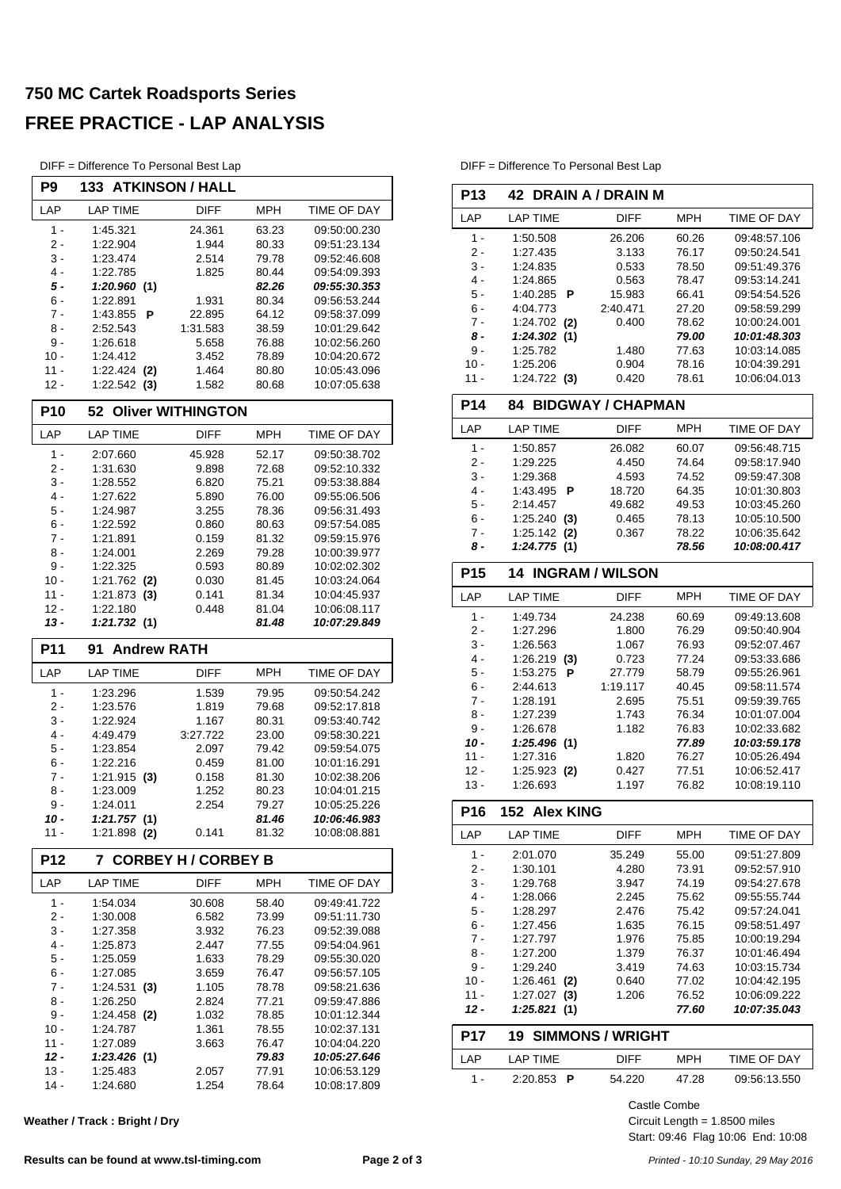# 750 MC Cartek Roadsports Series

# FREE PRACTICE - LAP ANALYSIS

DIFF = Difference To Personal Best Lap

### P9 133 ATKINSON / HALL

| LAP | LAP TIME | DIFF | MPH | TIME OF DAY |
|---|---|---|---|---|
| 1 - | 1:45.321 | 24.361 | 63.23 | 09:50:00.230 |
| 2 - | 1:22.904 | 1.944 | 80.33 | 09:51:23.134 |
| 3 - | 1:23.474 | 2.514 | 79.78 | 09:52:46.608 |
| 4 - | 1:22.785 | 1.825 | 80.44 | 09:54:09.393 |
| ***5 -*** | ***1:20.960 (1)*** | | ***82.26*** | ***09:55:30.353*** |
| 6 - | 1:22.891 | 1.931 | 80.34 | 09:56:53.244 |
| 7 - | 1:43.855 **P** | 22.895 | 64.12 | 09:58:37.099 |
| 8 - | 2:52.543 | 1:31.583 | 38.59 | 10:01:29.642 |
| 9 - | 1:26.618 | 5.658 | 76.88 | 10:02:56.260 |
| 10 - | 1:24.412 | 3.452 | 78.89 | 10:04:20.672 |
| 11 - | 1:22.424 **(2)** | 1.464 | 80.80 | 10:05:43.096 |
| 12 - | 1:22.542 **(3)** | 1.582 | 80.68 | 10:07:05.638 |

### P10 52 Oliver WITHINGTON

| LAP | LAP TIME | DIFF | MPH | TIME OF DAY |
|---|---|---|---|---|
| 1 - | 2:07.660 | 45.928 | 52.17 | 09:50:38.702 |
| 2 - | 1:31.630 | 9.898 | 72.68 | 09:52:10.332 |
| 3 - | 1:28.552 | 6.820 | 75.21 | 09:53:38.884 |
| 4 - | 1:27.622 | 5.890 | 76.00 | 09:55:06.506 |
| 5 - | 1:24.987 | 3.255 | 78.36 | 09:56:31.493 |
| 6 - | 1:22.592 | 0.860 | 80.63 | 09:57:54.085 |
| 7 - | 1:21.891 | 0.159 | 81.32 | 09:59:15.976 |
| 8 - | 1:24.001 | 2.269 | 79.28 | 10:00:39.977 |
| 9 - | 1:22.325 | 0.593 | 80.89 | 10:02:02.302 |
| 10 - | 1:21.762 **(2)** | 0.030 | 81.45 | 10:03:24.064 |
| 11 - | 1:21.873 **(3)** | 0.141 | 81.34 | 10:04:45.937 |
| 12 - | 1:22.180 | 0.448 | 81.04 | 10:06:08.117 |
| ***13 -*** | ***1:21.732 (1)*** | | ***81.48*** | ***10:07:29.849*** |

### P11 91 Andrew RATH

| LAP | LAP TIME | DIFF | MPH | TIME OF DAY |
|---|---|---|---|---|
| 1 - | 1:23.296 | 1.539 | 79.95 | 09:50:54.242 |
| 2 - | 1:23.576 | 1.819 | 79.68 | 09:52:17.818 |
| 3 - | 1:22.924 | 1.167 | 80.31 | 09:53:40.742 |
| 4 - | 4:49.479 | 3:27.722 | 23.00 | 09:58:30.221 |
| 5 - | 1:23.854 | 2.097 | 79.42 | 09:59:54.075 |
| 6 - | 1:22.216 | 0.459 | 81.00 | 10:01:16.291 |
| 7 - | 1:21.915 **(3)** | 0.158 | 81.30 | 10:02:38.206 |
| 8 - | 1:23.009 | 1.252 | 80.23 | 10:04:01.215 |
| 9 - | 1:24.011 | 2.254 | 79.27 | 10:05:25.226 |
| ***10 -*** | ***1:21.757 (1)*** | | ***81.46*** | ***10:06:46.983*** |
| 11 - | 1:21.898 **(2)** | 0.141 | 81.32 | 10:08:08.881 |

### P12 7 CORBEY H / CORBEY B

| LAP | LAP TIME | DIFF | MPH | TIME OF DAY |
|---|---|---|---|---|
| 1 - | 1:54.034 | 30.608 | 58.40 | 09:49:41.722 |
| 2 - | 1:30.008 | 6.582 | 73.99 | 09:51:11.730 |
| 3 - | 1:27.358 | 3.932 | 76.23 | 09:52:39.088 |
| 4 - | 1:25.873 | 2.447 | 77.55 | 09:54:04.961 |
| 5 - | 1:25.059 | 1.633 | 78.29 | 09:55:30.020 |
| 6 - | 1:27.085 | 3.659 | 76.47 | 09:56:57.105 |
| 7 - | 1:24.531 **(3)** | 1.105 | 78.78 | 09:58:21.636 |
| 8 - | 1:26.250 | 2.824 | 77.21 | 09:59:47.886 |
| 9 - | 1:24.458 **(2)** | 1.032 | 78.85 | 10:01:12.344 |
| 10 - | 1:24.787 | 1.361 | 78.55 | 10:02:37.131 |
| 11 - | 1:27.089 | 3.663 | 76.47 | 10:04:04.220 |
| ***12 -*** | ***1:23.426 (1)*** | | ***79.83*** | ***10:05:27.646*** |
| 13 - | 1:25.483 | 2.057 | 77.91 | 10:06:53.129 |
| 14 - | 1:24.680 | 1.254 | 78.64 | 10:08:17.809 |

DIFF = Difference To Personal Best Lap

### P13 42 DRAIN A / DRAIN M

| LAP | LAP TIME | DIFF | MPH | TIME OF DAY |
|---|---|---|---|---|
| 1 - | 1:50.508 | 26.206 | 60.26 | 09:48:57.106 |
| 2 - | 1:27.435 | 3.133 | 76.17 | 09:50:24.541 |
| 3 - | 1:24.835 | 0.533 | 78.50 | 09:51:49.376 |
| 4 - | 1:24.865 | 0.563 | 78.47 | 09:53:14.241 |
| 5 - | 1:40.285 **P** | 15.983 | 66.41 | 09:54:54.526 |
| 6 - | 4:04.773 | 2:40.471 | 27.20 | 09:58:59.299 |
| 7 - | 1:24.702 **(2)** | 0.400 | 78.62 | 10:00:24.001 |
| ***8 -*** | ***1:24.302 (1)*** | | ***79.00*** | ***10:01:48.303*** |
| 9 - | 1:25.782 | 1.480 | 77.63 | 10:03:14.085 |
| 10 - | 1:25.206 | 0.904 | 78.16 | 10:04:39.291 |
| 11 - | 1:24.722 **(3)** | 0.420 | 78.61 | 10:06:04.013 |

### P14 84 BIDGWAY / CHAPMAN

| LAP | LAP TIME | DIFF | MPH | TIME OF DAY |
|---|---|---|---|---|
| 1 - | 1:50.857 | 26.082 | 60.07 | 09:56:48.715 |
| 2 - | 1:29.225 | 4.450 | 74.64 | 09:58:17.940 |
| 3 - | 1:29.368 | 4.593 | 74.52 | 09:59:47.308 |
| 4 - | 1:43.495 **P** | 18.720 | 64.35 | 10:01:30.803 |
| 5 - | 2:14.457 | 49.682 | 49.53 | 10:03:45.260 |
| 6 - | 1:25.240 **(3)** | 0.465 | 78.13 | 10:05:10.500 |
| 7 - | 1:25.142 **(2)** | 0.367 | 78.22 | 10:06:35.642 |
| ***8 -*** | ***1:24.775 (1)*** | | ***78.56*** | ***10:08:00.417*** |

### P15 14 INGRAM / WILSON

| LAP | LAP TIME | DIFF | MPH | TIME OF DAY |
|---|---|---|---|---|
| 1 - | 1:49.734 | 24.238 | 60.69 | 09:49:13.608 |
| 2 - | 1:27.296 | 1.800 | 76.29 | 09:50:40.904 |
| 3 - | 1:26.563 | 1.067 | 76.93 | 09:52:07.467 |
| 4 - | 1:26.219 **(3)** | 0.723 | 77.24 | 09:53:33.686 |
| 5 - | 1:53.275 **P** | 27.779 | 58.79 | 09:55:26.961 |
| 6 - | 2:44.613 | 1:19.117 | 40.45 | 09:58:11.574 |
| 7 - | 1:28.191 | 2.695 | 75.51 | 09:59:39.765 |
| 8 - | 1:27.239 | 1.743 | 76.34 | 10:01:07.004 |
| 9 - | 1:26.678 | 1.182 | 76.83 | 10:02:33.682 |
| ***10 -*** | ***1:25.496 (1)*** | | ***77.89*** | ***10:03:59.178*** |
| 11 - | 1:27.316 | 1.820 | 76.27 | 10:05:26.494 |
| 12 - | 1:25.923 **(2)** | 0.427 | 77.51 | 10:06:52.417 |
| 13 - | 1:26.693 | 1.197 | 76.82 | 10:08:19.110 |

### P16 152 Alex KING

| LAP | LAP TIME | DIFF | MPH | TIME OF DAY |
|---|---|---|---|---|
| 1 - | 2:01.070 | 35.249 | 55.00 | 09:51:27.809 |
| 2 - | 1:30.101 | 4.280 | 73.91 | 09:52:57.910 |
| 3 - | 1:29.768 | 3.947 | 74.19 | 09:54:27.678 |
| 4 - | 1:28.066 | 2.245 | 75.62 | 09:55:55.744 |
| 5 - | 1:28.297 | 2.476 | 75.42 | 09:57:24.041 |
| 6 - | 1:27.456 | 1.635 | 76.15 | 09:58:51.497 |
| 7 - | 1:27.797 | 1.976 | 75.85 | 10:00:19.294 |
| 8 - | 1:27.200 | 1.379 | 76.37 | 10:01:46.494 |
| 9 - | 1:29.240 | 3.419 | 74.63 | 10:03:15.734 |
| 10 - | 1:26.461 **(2)** | 0.640 | 77.02 | 10:04:42.195 |
| 11 - | 1:27.027 **(3)** | 1.206 | 76.52 | 10:06:09.222 |
| ***12 -*** | ***1:25.821 (1)*** | | ***77.60*** | ***10:07:35.043*** |

### P17 19 SIMMONS / WRIGHT

| LAP | LAP TIME | DIFF | MPH | TIME OF DAY |
|---|---|---|---|---|
| 1 - | 2:20.853 **P** | 54.220 | 47.28 | 09:56:13.550 |

**Weather / Track : Bright / Dry**

Castle Combe
Circuit Length = 1.8500 miles
Start: 09:46 Flag 10:06 End: 10:08

**Results can be found at www.tsl-timing.com**

*Printed - 10:10 Sunday, 29 May 2016*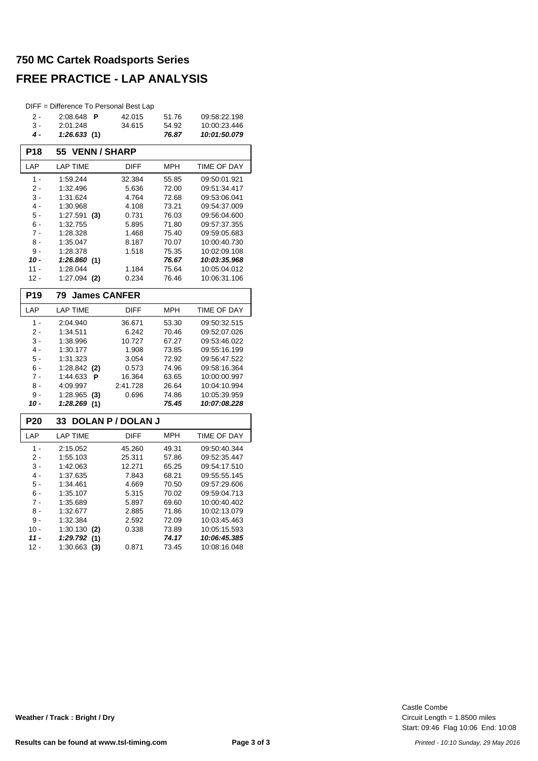# 750 MC Cartek Roadsports Series

# FREE PRACTICE - LAP ANALYSIS

DIFF = Difference To Personal Best Lap

| LAP | LAP TIME | DIFF | MPH | TIME OF DAY |
|---|---|---|---|---|
| 2 - | 2:08.648 **P** | 42.015 | 51.76 | 09:58:22.198 |
| 3 - | 2:01.248 | 34.615 | 54.92 | 10:00:23.446 |
| ***4 -*** | ***1:26.633*** **(1)** | | ***76.87*** | ***10:01:50.079*** |

## P18 55 VENN / SHARP

| LAP | LAP TIME | DIFF | MPH | TIME OF DAY |
|---|---|---|---|---|
| 1 - | 1:59.244 | 32.384 | 55.85 | 09:50:01.921 |
| 2 - | 1:32.496 | 5.636 | 72.00 | 09:51:34.417 |
| 3 - | 1:31.624 | 4.764 | 72.68 | 09:53:06.041 |
| 4 - | 1:30.968 | 4.108 | 73.21 | 09:54:37.009 |
| 5 - | 1:27.591 **(3)** | 0.731 | 76.03 | 09:56:04.600 |
| 6 - | 1:32.755 | 5.895 | 71.80 | 09:57:37.355 |
| 7 - | 1:28.328 | 1.468 | 75.40 | 09:59:05.683 |
| 8 - | 1:35.047 | 8.187 | 70.07 | 10:00:40.730 |
| 9 - | 1:28.378 | 1.518 | 75.35 | 10:02:09.108 |
| ***10 -*** | ***1:26.860*** **(1)** | | ***76.67*** | ***10:03:35.968*** |
| 11 - | 1:28.044 | 1.184 | 75.64 | 10:05:04.012 |
| 12 - | 1:27.094 **(2)** | 0.234 | 76.46 | 10:06:31.106 |

## P19 79 James CANFER

| LAP | LAP TIME | DIFF | MPH | TIME OF DAY |
|---|---|---|---|---|
| 1 - | 2:04.940 | 36.671 | 53.30 | 09:50:32.515 |
| 2 - | 1:34.511 | 6.242 | 70.46 | 09:52:07.026 |
| 3 - | 1:38.996 | 10.727 | 67.27 | 09:53:46.022 |
| 4 - | 1:30.177 | 1.908 | 73.85 | 09:55:16.199 |
| 5 - | 1:31.323 | 3.054 | 72.92 | 09:56:47.522 |
| 6 - | 1:28.842 **(2)** | 0.573 | 74.96 | 09:58:16.364 |
| 7 - | 1:44.633 **P** | 16.364 | 63.65 | 10:00:00.997 |
| 8 - | 4:09.997 | 2:41.728 | 26.64 | 10:04:10.994 |
| 9 - | 1:28.965 **(3)** | 0.696 | 74.86 | 10:05:39.959 |
| ***10 -*** | ***1:28.269*** **(1)** | | ***75.45*** | ***10:07:08.228*** |

## P20 33 DOLAN P / DOLAN J

| LAP | LAP TIME | DIFF | MPH | TIME OF DAY |
|---|---|---|---|---|
| 1 - | 2:15.052 | 45.260 | 49.31 | 09:50:40.344 |
| 2 - | 1:55.103 | 25.311 | 57.86 | 09:52:35.447 |
| 3 - | 1:42.063 | 12.271 | 65.25 | 09:54:17.510 |
| 4 - | 1:37.635 | 7.843 | 68.21 | 09:55:55.145 |
| 5 - | 1:34.461 | 4.669 | 70.50 | 09:57:29.606 |
| 6 - | 1:35.107 | 5.315 | 70.02 | 09:59:04.713 |
| 7 - | 1:35.689 | 5.897 | 69.60 | 10:00:40.402 |
| 8 - | 1:32.677 | 2.885 | 71.86 | 10:02:13.079 |
| 9 - | 1:32.384 | 2.592 | 72.09 | 10:03:45.463 |
| 10 - | 1:30.130 **(2)** | 0.338 | 73.89 | 10:05:15.593 |
| ***11 -*** | ***1:29.792*** **(1)** | | ***74.17*** | ***10:06:45.385*** |
| 12 - | 1:30.663 **(3)** | 0.871 | 73.45 | 10:08:16.048 |

**Weather / Track : Bright / Dry**

Castle Combe
Circuit Length = 1.8500 miles
Start: 09:46 Flag 10:06 End: 10:08

**Results can be found at www.tsl-timing.com**

*Printed - 10:10 Sunday, 29 May 2016*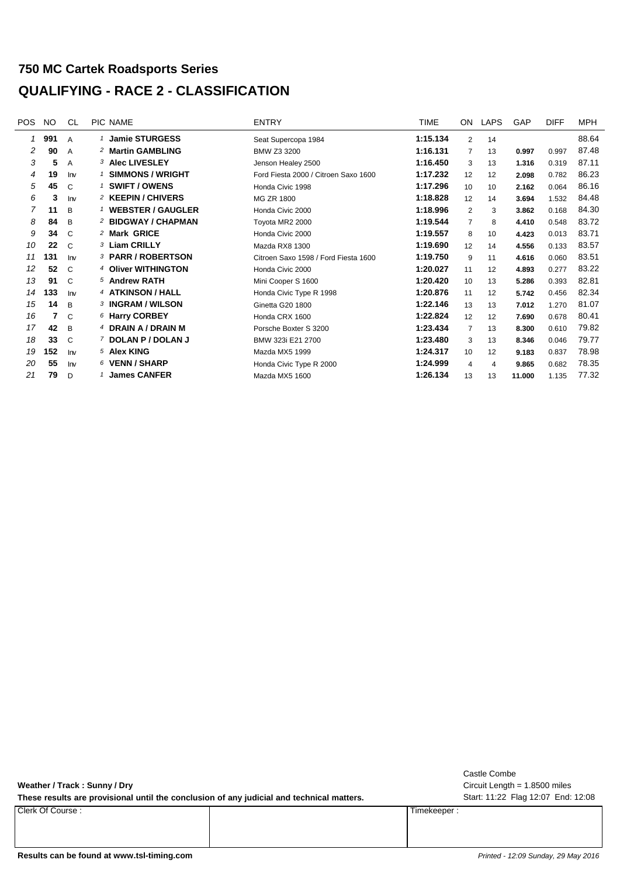# 750 MC Cartek Roadsports Series

## QUALIFYING - RACE 2 - CLASSIFICATION

| POS | NO | CL | PIC | NAME | ENTRY | TIME | ON | LAPS | GAP | DIFF | MPH |
|---|---|---|---|---|---|---|---|---|---|---|---|
| 1 | **991** | A | 1 | **Jamie STURGESS** | Seat Supercopa 1984 | **1:15.134** | 2 | 14 | | | 88.64 |
| 2 | **90** | A | 2 | **Martin GAMBLING** | BMW Z3 3200 | **1:16.131** | 7 | 13 | **0.997** | 0.997 | 87.48 |
| 3 | **5** | A | 3 | **Alec LIVESLEY** | Jenson Healey 2500 | **1:16.450** | 3 | 13 | **1.316** | 0.319 | 87.11 |
| 4 | **19** | Inv | 1 | **SIMMONS / WRIGHT** | Ford Fiesta 2000 / Citroen Saxo 1600 | **1:17.232** | 12 | 12 | **2.098** | 0.782 | 86.23 |
| 5 | **45** | C | 1 | **SWIFT / OWENS** | Honda Civic 1998 | **1:17.296** | 10 | 10 | **2.162** | 0.064 | 86.16 |
| 6 | **3** | Inv | 2 | **KEEPIN / CHIVERS** | MG ZR 1800 | **1:18.828** | 12 | 14 | **3.694** | 1.532 | 84.48 |
| 7 | **11** | B | 1 | **WEBSTER / GAUGLER** | Honda Civic 2000 | **1:18.996** | 2 | 3 | **3.862** | 0.168 | 84.30 |
| 8 | **84** | B | 2 | **BIDGWAY / CHAPMAN** | Toyota MR2 2000 | **1:19.544** | 7 | 8 | **4.410** | 0.548 | 83.72 |
| 9 | **34** | C | 2 | **Mark GRICE** | Honda Civic 2000 | **1:19.557** | 8 | 10 | **4.423** | 0.013 | 83.71 |
| 10 | **22** | C | 3 | **Liam CRILLY** | Mazda RX8 1300 | **1:19.690** | 12 | 14 | **4.556** | 0.133 | 83.57 |
| 11 | **131** | Inv | 3 | **PARR / ROBERTSON** | Citroen Saxo 1598 / Ford Fiesta 1600 | **1:19.750** | 9 | 11 | **4.616** | 0.060 | 83.51 |
| 12 | **52** | C | 4 | **Oliver WITHINGTON** | Honda Civic 2000 | **1:20.027** | 11 | 12 | **4.893** | 0.277 | 83.22 |
| 13 | **91** | C | 5 | **Andrew RATH** | Mini Cooper S 1600 | **1:20.420** | 10 | 13 | **5.286** | 0.393 | 82.81 |
| 14 | **133** | Inv | 4 | **ATKINSON / HALL** | Honda Civic Type R 1998 | **1:20.876** | 11 | 12 | **5.742** | 0.456 | 82.34 |
| 15 | **14** | B | 3 | **INGRAM / WILSON** | Ginetta G20 1800 | **1:22.146** | 13 | 13 | **7.012** | 1.270 | 81.07 |
| 16 | **7** | C | 6 | **Harry CORBEY** | Honda CRX 1600 | **1:22.824** | 12 | 12 | **7.690** | 0.678 | 80.41 |
| 17 | **42** | B | 4 | **DRAIN A / DRAIN M** | Porsche Boxter S 3200 | **1:23.434** | 7 | 13 | **8.300** | 0.610 | 79.82 |
| 18 | **33** | C | 7 | **DOLAN P / DOLAN J** | BMW 323i E21 2700 | **1:23.480** | 3 | 13 | **8.346** | 0.046 | 79.77 |
| 19 | **152** | Inv | 5 | **Alex KING** | Mazda MX5 1999 | **1:24.317** | 10 | 12 | **9.183** | 0.837 | 78.98 |
| 20 | **55** | Inv | 6 | **VENN / SHARP** | Honda Civic Type R 2000 | **1:24.999** | 4 | 4 | **9.865** | 0.682 | 78.35 |
| 21 | **79** | D | 1 | **James CANFER** | Mazda MX5 1600 | **1:26.134** | 13 | 13 | **11.000** | 1.135 | 77.32 |

**Weather / Track : Sunny / Dry**

**These results are provisional until the conclusion of any judicial and technical matters.**

Castle Combe
Circuit Length = 1.8500 miles
Start: 11:22 Flag 12:07 End: 12:08

| Clerk Of Course : | | Timekeeper : |
|---|---|---|
| | | |

**Results can be found at www.tsl-timing.com**

*Printed - 12:09 Sunday, 29 May 2016*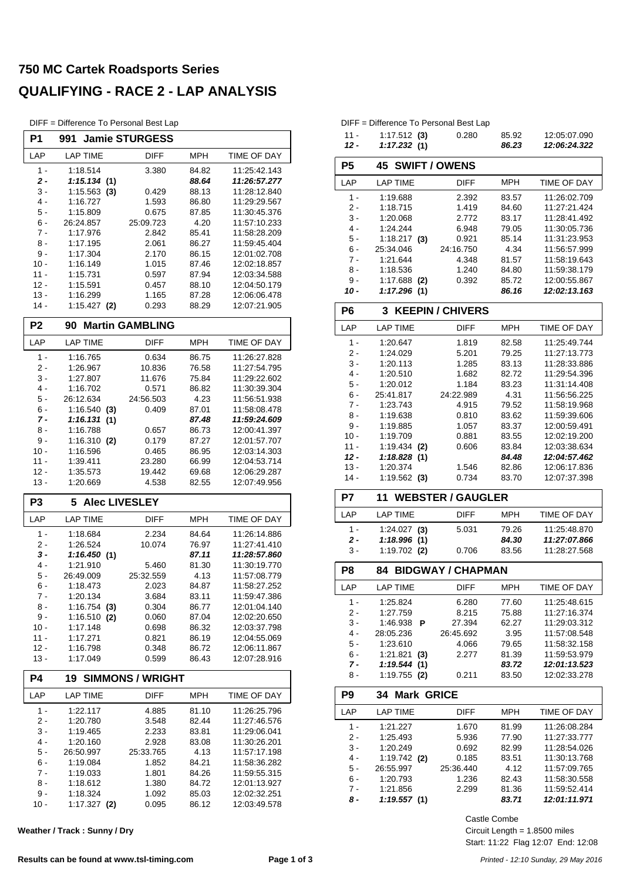# 750 MC Cartek Roadsports Series

## QUALIFYING - RACE 2 - LAP ANALYSIS

DIFF = Difference To Personal Best Lap

### P1 991 Jamie STURGESS

| LAP | LAP TIME | DIFF | MPH | TIME OF DAY |
|---|---|---|---|---|
| 1 - | 1:18.514 | 3.380 | 84.82 | 11:25:42.143 |
| ***2 -*** | ***1:15.134 (1)*** | | ***88.64*** | ***11:26:57.277*** |
| 3 - | 1:15.563 **(3)** | 0.429 | 88.13 | 11:28:12.840 |
| 4 - | 1:16.727 | 1.593 | 86.80 | 11:29:29.567 |
| 5 - | 1:15.809 | 0.675 | 87.85 | 11:30:45.376 |
| 6 - | 26:24.857 | 25:09.723 | 4.20 | 11:57:10.233 |
| 7 - | 1:17.976 | 2.842 | 85.41 | 11:58:28.209 |
| 8 - | 1:17.195 | 2.061 | 86.27 | 11:59:45.404 |
| 9 - | 1:17.304 | 2.170 | 86.15 | 12:01:02.708 |
| 10 - | 1:16.149 | 1.015 | 87.46 | 12:02:18.857 |
| 11 - | 1:15.731 | 0.597 | 87.94 | 12:03:34.588 |
| 12 - | 1:15.591 | 0.457 | 88.10 | 12:04:50.179 |
| 13 - | 1:16.299 | 1.165 | 87.28 | 12:06:06.478 |
| 14 - | 1:15.427 **(2)** | 0.293 | 88.29 | 12:07:21.905 |

### P2 90 Martin GAMBLING

| LAP | LAP TIME | DIFF | MPH | TIME OF DAY |
|---|---|---|---|---|
| 1 - | 1:16.765 | 0.634 | 86.75 | 11:26:27.828 |
| 2 - | 1:26.967 | 10.836 | 76.58 | 11:27:54.795 |
| 3 - | 1:27.807 | 11.676 | 75.84 | 11:29:22.602 |
| 4 - | 1:16.702 | 0.571 | 86.82 | 11:30:39.304 |
| 5 - | 26:12.634 | 24:56.503 | 4.23 | 11:56:51.938 |
| 6 - | 1:16.540 **(3)** | 0.409 | 87.01 | 11:58:08.478 |
| ***7 -*** | ***1:16.131 (1)*** | | ***87.48*** | ***11:59:24.609*** |
| 8 - | 1:16.788 | 0.657 | 86.73 | 12:00:41.397 |
| 9 - | 1:16.310 **(2)** | 0.179 | 87.27 | 12:01:57.707 |
| 10 - | 1:16.596 | 0.465 | 86.95 | 12:03:14.303 |
| 11 - | 1:39.411 | 23.280 | 66.99 | 12:04:53.714 |
| 12 - | 1:35.573 | 19.442 | 69.68 | 12:06:29.287 |
| 13 - | 1:20.669 | 4.538 | 82.55 | 12:07:49.956 |

### P3 5 Alec LIVESLEY

| LAP | LAP TIME | DIFF | MPH | TIME OF DAY |
|---|---|---|---|---|
| 1 - | 1:18.684 | 2.234 | 84.64 | 11:26:14.886 |
| 2 - | 1:26.524 | 10.074 | 76.97 | 11:27:41.410 |
| ***3 -*** | ***1:16.450 (1)*** | | ***87.11*** | ***11:28:57.860*** |
| 4 - | 1:21.910 | 5.460 | 81.30 | 11:30:19.770 |
| 5 - | 26:49.009 | 25:32.559 | 4.13 | 11:57:08.779 |
| 6 - | 1:18.473 | 2.023 | 84.87 | 11:58:27.252 |
| 7 - | 1:20.134 | 3.684 | 83.11 | 11:59:47.386 |
| 8 - | 1:16.754 **(3)** | 0.304 | 86.77 | 12:01:04.140 |
| 9 - | 1:16.510 **(2)** | 0.060 | 87.04 | 12:02:20.650 |
| 10 - | 1:17.148 | 0.698 | 86.32 | 12:03:37.798 |
| 11 - | 1:17.271 | 0.821 | 86.19 | 12:04:55.069 |
| 12 - | 1:16.798 | 0.348 | 86.72 | 12:06:11.867 |
| 13 - | 1:17.049 | 0.599 | 86.43 | 12:07:28.916 |

### P4 19 SIMMONS / WRIGHT

| LAP | LAP TIME | DIFF | MPH | TIME OF DAY |
|---|---|---|---|---|
| 1 - | 1:22.117 | 4.885 | 81.10 | 11:26:25.796 |
| 2 - | 1:20.780 | 3.548 | 82.44 | 11:27:46.576 |
| 3 - | 1:19.465 | 2.233 | 83.81 | 11:29:06.041 |
| 4 - | 1:20.160 | 2.928 | 83.08 | 11:30:26.201 |
| 5 - | 26:50.997 | 25:33.765 | 4.13 | 11:57:17.198 |
| 6 - | 1:19.084 | 1.852 | 84.21 | 11:58:36.282 |
| 7 - | 1:19.033 | 1.801 | 84.26 | 11:59:55.315 |
| 8 - | 1:18.612 | 1.380 | 84.72 | 12:01:13.927 |
| 9 - | 1:18.324 | 1.092 | 85.03 | 12:02:32.251 |
| 10 - | 1:17.327 **(2)** | 0.095 | 86.12 | 12:03:49.578 |
| 11 - | 1:17.512 **(3)** | 0.280 | 85.92 | 12:05:07.090 |
| ***12 -*** | ***1:17.232 (1)*** | | ***86.23*** | ***12:06:24.322*** |

### P5 45 SWIFT / OWENS

| LAP | LAP TIME | DIFF | MPH | TIME OF DAY |
|---|---|---|---|---|
| 1 - | 1:19.688 | 2.392 | 83.57 | 11:26:02.709 |
| 2 - | 1:18.715 | 1.419 | 84.60 | 11:27:21.424 |
| 3 - | 1:20.068 | 2.772 | 83.17 | 11:28:41.492 |
| 4 - | 1:24.244 | 6.948 | 79.05 | 11:30:05.736 |
| 5 - | 1:18.217 **(3)** | 0.921 | 85.14 | 11:31:23.953 |
| 6 - | 25:34.046 | 24:16.750 | 4.34 | 11:56:57.999 |
| 7 - | 1:21.644 | 4.348 | 81.57 | 11:58:19.643 |
| 8 - | 1:18.536 | 1.240 | 84.80 | 11:59:38.179 |
| 9 - | 1:17.688 **(2)** | 0.392 | 85.72 | 12:00:55.867 |
| ***10 -*** | ***1:17.296 (1)*** | | ***86.16*** | ***12:02:13.163*** |

### P6 3 KEEPIN / CHIVERS

| LAP | LAP TIME | DIFF | MPH | TIME OF DAY |
|---|---|---|---|---|
| 1 - | 1:20.647 | 1.819 | 82.58 | 11:25:49.744 |
| 2 - | 1:24.029 | 5.201 | 79.25 | 11:27:13.773 |
| 3 - | 1:20.113 | 1.285 | 83.13 | 11:28:33.886 |
| 4 - | 1:20.510 | 1.682 | 82.72 | 11:29:54.396 |
| 5 - | 1:20.012 | 1.184 | 83.23 | 11:31:14.408 |
| 6 - | 25:41.817 | 24:22.989 | 4.31 | 11:56:56.225 |
| 7 - | 1:23.743 | 4.915 | 79.52 | 11:58:19.968 |
| 8 - | 1:19.638 | 0.810 | 83.62 | 11:59:39.606 |
| 9 - | 1:19.885 | 1.057 | 83.37 | 12:00:59.491 |
| 10 - | 1:19.709 | 0.881 | 83.55 | 12:02:19.200 |
| 11 - | 1:19.434 **(2)** | 0.606 | 83.84 | 12:03:38.634 |
| ***12 -*** | ***1:18.828 (1)*** | | ***84.48*** | ***12:04:57.462*** |
| 13 - | 1:20.374 | 1.546 | 82.86 | 12:06:17.836 |
| 14 - | 1:19.562 **(3)** | 0.734 | 83.70 | 12:07:37.398 |

### P7 11 WEBSTER / GAUGLER

| LAP | LAP TIME | DIFF | MPH | TIME OF DAY |
|---|---|---|---|---|
| 1 - | 1:24.027 **(3)** | 5.031 | 79.26 | 11:25:48.870 |
| ***2 -*** | ***1:18.996 (1)*** | | ***84.30*** | ***11:27:07.866*** |
| 3 - | 1:19.702 **(2)** | 0.706 | 83.56 | 11:28:27.568 |

### P8 84 BIDGWAY / CHAPMAN

| LAP | LAP TIME | DIFF | MPH | TIME OF DAY |
|---|---|---|---|---|
| 1 - | 1:25.824 | 6.280 | 77.60 | 11:25:48.615 |
| 2 - | 1:27.759 | 8.215 | 75.88 | 11:27:16.374 |
| 3 - | 1:46.938 **P** | 27.394 | 62.27 | 11:29:03.312 |
| 4 - | 28:05.236 | 26:45.692 | 3.95 | 11:57:08.548 |
| 5 - | 1:23.610 | 4.066 | 79.65 | 11:58:32.158 |
| 6 - | 1:21.821 **(3)** | 2.277 | 81.39 | 11:59:53.979 |
| ***7 -*** | ***1:19.544 (1)*** | | ***83.72*** | ***12:01:13.523*** |
| 8 - | 1:19.755 **(2)** | 0.211 | 83.50 | 12:02:33.278 |

### P9 34 Mark GRICE

| LAP | LAP TIME | DIFF | MPH | TIME OF DAY |
|---|---|---|---|---|
| 1 - | 1:21.227 | 1.670 | 81.99 | 11:26:08.284 |
| 2 - | 1:25.493 | 5.936 | 77.90 | 11:27:33.777 |
| 3 - | 1:20.249 | 0.692 | 82.99 | 11:28:54.026 |
| 4 - | 1:19.742 **(2)** | 0.185 | 83.51 | 11:30:13.768 |
| 5 - | 26:55.997 | 25:36.440 | 4.12 | 11:57:09.765 |
| 6 - | 1:20.793 | 1.236 | 82.43 | 11:58:30.558 |
| 7 - | 1:21.856 | 2.299 | 81.36 | 11:59:52.414 |
| ***8 -*** | ***1:19.557 (1)*** | | ***83.71*** | ***12:01:11.971*** |

**Weather / Track : Sunny / Dry**

Castle Combe
Circuit Length = 1.8500 miles
Start: 11:22 Flag 12:07 End: 12:08

**Results can be found at www.tsl-timing.com**

*Printed - 12:10 Sunday, 29 May 2016*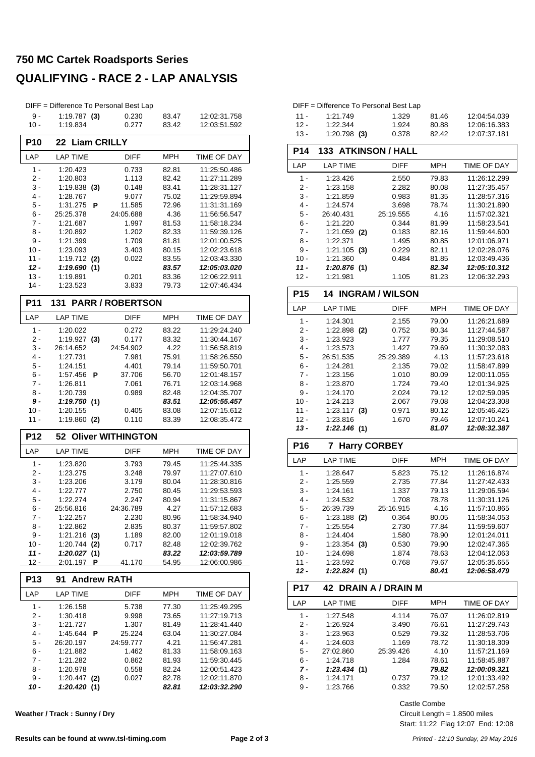# 750 MC Cartek Roadsports Series

## QUALIFYING - RACE 2 - LAP ANALYSIS

DIFF = Difference To Personal Best Lap

| LAP | LAP TIME | DIFF | MPH | TIME OF DAY |
|---|---|---|---|---|
| 9 - | 1:19.787 **(3)** | 0.230 | 83.47 | 12:02:31.758 |
| 10 - | 1:19.834 | 0.277 | 83.42 | 12:03:51.592 |

### P10 22 Liam CRILLY

| LAP | LAP TIME | DIFF | MPH | TIME OF DAY |
|---|---|---|---|---|
| 1 - | 1:20.423 | 0.733 | 82.81 | 11:25:50.486 |
| 2 - | 1:20.803 | 1.113 | 82.42 | 11:27:11.289 |
| 3 - | 1:19.838 **(3)** | 0.148 | 83.41 | 11:28:31.127 |
| 4 - | 1:28.767 | 9.077 | 75.02 | 11:29:59.894 |
| 5 - | 1:31.275 **P** | 11.585 | 72.96 | 11:31:31.169 |
| 6 - | 25:25.378 | 24:05.688 | 4.36 | 11:56:56.547 |
| 7 - | 1:21.687 | 1.997 | 81.53 | 11:58:18.234 |
| 8 - | 1:20.892 | 1.202 | 82.33 | 11:59:39.126 |
| 9 - | 1:21.399 | 1.709 | 81.81 | 12:01:00.525 |
| 10 - | 1:23.093 | 3.403 | 80.15 | 12:02:23.618 |
| 11 - | 1:19.712 **(2)** | 0.022 | 83.55 | 12:03:43.330 |
| ***12 -*** | ***1:19.690 (1)*** | | ***83.57*** | ***12:05:03.020*** |
| 13 - | 1:19.891 | 0.201 | 83.36 | 12:06:22.911 |
| 14 - | 1:23.523 | 3.833 | 79.73 | 12:07:46.434 |

### P11 131 PARR / ROBERTSON

| LAP | LAP TIME | DIFF | MPH | TIME OF DAY |
|---|---|---|---|---|
| 1 - | 1:20.022 | 0.272 | 83.22 | 11:29:24.240 |
| 2 - | 1:19.927 **(3)** | 0.177 | 83.32 | 11:30:44.167 |
| 3 - | 26:14.652 | 24:54.902 | 4.22 | 11:56:58.819 |
| 4 - | 1:27.731 | 7.981 | 75.91 | 11:58:26.550 |
| 5 - | 1:24.151 | 4.401 | 79.14 | 11:59:50.701 |
| 6 - | 1:57.456 **P** | 37.706 | 56.70 | 12:01:48.157 |
| 7 - | 1:26.811 | 7.061 | 76.71 | 12:03:14.968 |
| 8 - | 1:20.739 | 0.989 | 82.48 | 12:04:35.707 |
| ***9 -*** | ***1:19.750 (1)*** | | ***83.51*** | ***12:05:55.457*** |
| 10 - | 1:20.155 | 0.405 | 83.08 | 12:07:15.612 |
| 11 - | 1:19.860 **(2)** | 0.110 | 83.39 | 12:08:35.472 |

### P12 52 Oliver WITHINGTON

| LAP | LAP TIME | DIFF | MPH | TIME OF DAY |
|---|---|---|---|---|
| 1 - | 1:23.820 | 3.793 | 79.45 | 11:25:44.335 |
| 2 - | 1:23.275 | 3.248 | 79.97 | 11:27:07.610 |
| 3 - | 1:23.206 | 3.179 | 80.04 | 11:28:30.816 |
| 4 - | 1:22.777 | 2.750 | 80.45 | 11:29:53.593 |
| 5 - | 1:22.274 | 2.247 | 80.94 | 11:31:15.867 |
| 6 - | 25:56.816 | 24:36.789 | 4.27 | 11:57:12.683 |
| 7 - | 1:22.257 | 2.230 | 80.96 | 11:58:34.940 |
| 8 - | 1:22.862 | 2.835 | 80.37 | 11:59:57.802 |
| 9 - | 1:21.216 **(3)** | 1.189 | 82.00 | 12:01:19.018 |
| 10 - | 1:20.744 **(2)** | 0.717 | 82.48 | 12:02:39.762 |
| ***11 -*** | ***1:20.027 (1)*** | | ***83.22*** | ***12:03:59.789*** |
| 12 - | 2:01.197 **P** | 41.170 | 54.95 | 12:06:00.986 |

### P13 91 Andrew RATH

| LAP | LAP TIME | DIFF | MPH | TIME OF DAY |
|---|---|---|---|---|
| 1 - | 1:26.158 | 5.738 | 77.30 | 11:25:49.295 |
| 2 - | 1:30.418 | 9.998 | 73.65 | 11:27:19.713 |
| 3 - | 1:21.727 | 1.307 | 81.49 | 11:28:41.440 |
| 4 - | 1:45.644 **P** | 25.224 | 63.04 | 11:30:27.084 |
| 5 - | 26:20.197 | 24:59.777 | 4.21 | 11:56:47.281 |
| 6 - | 1:21.882 | 1.462 | 81.33 | 11:58:09.163 |
| 7 - | 1:21.282 | 0.862 | 81.93 | 11:59:30.445 |
| 8 - | 1:20.978 | 0.558 | 82.24 | 12:00:51.423 |
| 9 - | 1:20.447 **(2)** | 0.027 | 82.78 | 12:02:11.870 |
| ***10 -*** | ***1:20.420 (1)*** | | ***82.81*** | ***12:03:32.290*** |

DIFF = Difference To Personal Best Lap

| LAP | LAP TIME | DIFF | MPH | TIME OF DAY |
|---|---|---|---|---|
| 11 - | 1:21.749 | 1.329 | 81.46 | 12:04:54.039 |
| 12 - | 1:22.344 | 1.924 | 80.88 | 12:06:16.383 |
| 13 - | 1:20.798 **(3)** | 0.378 | 82.42 | 12:07:37.181 |

### P14 133 ATKINSON / HALL

| LAP | LAP TIME | DIFF | MPH | TIME OF DAY |
|---|---|---|---|---|
| 1 - | 1:23.426 | 2.550 | 79.83 | 11:26:12.299 |
| 2 - | 1:23.158 | 2.282 | 80.08 | 11:27:35.457 |
| 3 - | 1:21.859 | 0.983 | 81.35 | 11:28:57.316 |
| 4 - | 1:24.574 | 3.698 | 78.74 | 11:30:21.890 |
| 5 - | 26:40.431 | 25:19.555 | 4.16 | 11:57:02.321 |
| 6 - | 1:21.220 | 0.344 | 81.99 | 11:58:23.541 |
| 7 - | 1:21.059 **(2)** | 0.183 | 82.16 | 11:59:44.600 |
| 8 - | 1:22.371 | 1.495 | 80.85 | 12:01:06.971 |
| 9 - | 1:21.105 **(3)** | 0.229 | 82.11 | 12:02:28.076 |
| 10 - | 1:21.360 | 0.484 | 81.85 | 12:03:49.436 |
| ***11 -*** | ***1:20.876 (1)*** | | ***82.34*** | ***12:05:10.312*** |
| 12 - | 1:21.981 | 1.105 | 81.23 | 12:06:32.293 |

### P15 14 INGRAM / WILSON

| LAP | LAP TIME | DIFF | MPH | TIME OF DAY |
|---|---|---|---|---|
| 1 - | 1:24.301 | 2.155 | 79.00 | 11:26:21.689 |
| 2 - | 1:22.898 **(2)** | 0.752 | 80.34 | 11:27:44.587 |
| 3 - | 1:23.923 | 1.777 | 79.35 | 11:29:08.510 |
| 4 - | 1:23.573 | 1.427 | 79.69 | 11:30:32.083 |
| 5 - | 26:51.535 | 25:29.389 | 4.13 | 11:57:23.618 |
| 6 - | 1:24.281 | 2.135 | 79.02 | 11:58:47.899 |
| 7 - | 1:23.156 | 1.010 | 80.09 | 12:00:11.055 |
| 8 - | 1:23.870 | 1.724 | 79.40 | 12:01:34.925 |
| 9 - | 1:24.170 | 2.024 | 79.12 | 12:02:59.095 |
| 10 - | 1:24.213 | 2.067 | 79.08 | 12:04:23.308 |
| 11 - | 1:23.117 **(3)** | 0.971 | 80.12 | 12:05:46.425 |
| 12 - | 1:23.816 | 1.670 | 79.46 | 12:07:10.241 |
| ***13 -*** | ***1:22.146 (1)*** | | ***81.07*** | ***12:08:32.387*** |

### P16 7 Harry CORBEY

| LAP | LAP TIME | DIFF | MPH | TIME OF DAY |
|---|---|---|---|---|
| 1 - | 1:28.647 | 5.823 | 75.12 | 11:26:16.874 |
| 2 - | 1:25.559 | 2.735 | 77.84 | 11:27:42.433 |
| 3 - | 1:24.161 | 1.337 | 79.13 | 11:29:06.594 |
| 4 - | 1:24.532 | 1.708 | 78.78 | 11:30:31.126 |
| 5 - | 26:39.739 | 25:16.915 | 4.16 | 11:57:10.865 |
| 6 - | 1:23.188 **(2)** | 0.364 | 80.05 | 11:58:34.053 |
| 7 - | 1:25.554 | 2.730 | 77.84 | 11:59:59.607 |
| 8 - | 1:24.404 | 1.580 | 78.90 | 12:01:24.011 |
| 9 - | 1:23.354 **(3)** | 0.530 | 79.90 | 12:02:47.365 |
| 10 - | 1:24.698 | 1.874 | 78.63 | 12:04:12.063 |
| 11 - | 1:23.592 | 0.768 | 79.67 | 12:05:35.655 |
| ***12 -*** | ***1:22.824 (1)*** | | ***80.41*** | ***12:06:58.479*** |

### P17 42 DRAIN A / DRAIN M

| LAP | LAP TIME | DIFF | MPH | TIME OF DAY |
|---|---|---|---|---|
| 1 - | 1:27.548 | 4.114 | 76.07 | 11:26:02.819 |
| 2 - | 1:26.924 | 3.490 | 76.61 | 11:27:29.743 |
| 3 - | 1:23.963 | 0.529 | 79.32 | 11:28:53.706 |
| 4 - | 1:24.603 | 1.169 | 78.72 | 11:30:18.309 |
| 5 - | 27:02.860 | 25:39.426 | 4.10 | 11:57:21.169 |
| 6 - | 1:24.718 | 1.284 | 78.61 | 11:58:45.887 |
| ***7 -*** | ***1:23.434 (1)*** | | ***79.82*** | ***12:00:09.321*** |
| 8 - | 1:24.171 | 0.737 | 79.12 | 12:01:33.492 |
| 9 - | 1:23.766 | 0.332 | 79.50 | 12:02:57.258 |

Weather / Track : Sunny / Dry

Castle Combe
Circuit Length = 1.8500 miles
Start: 11:22 Flag 12:07 End: 12:08

Results can be found at www.tsl-timing.com

Printed - 12:10 Sunday, 29 May 2016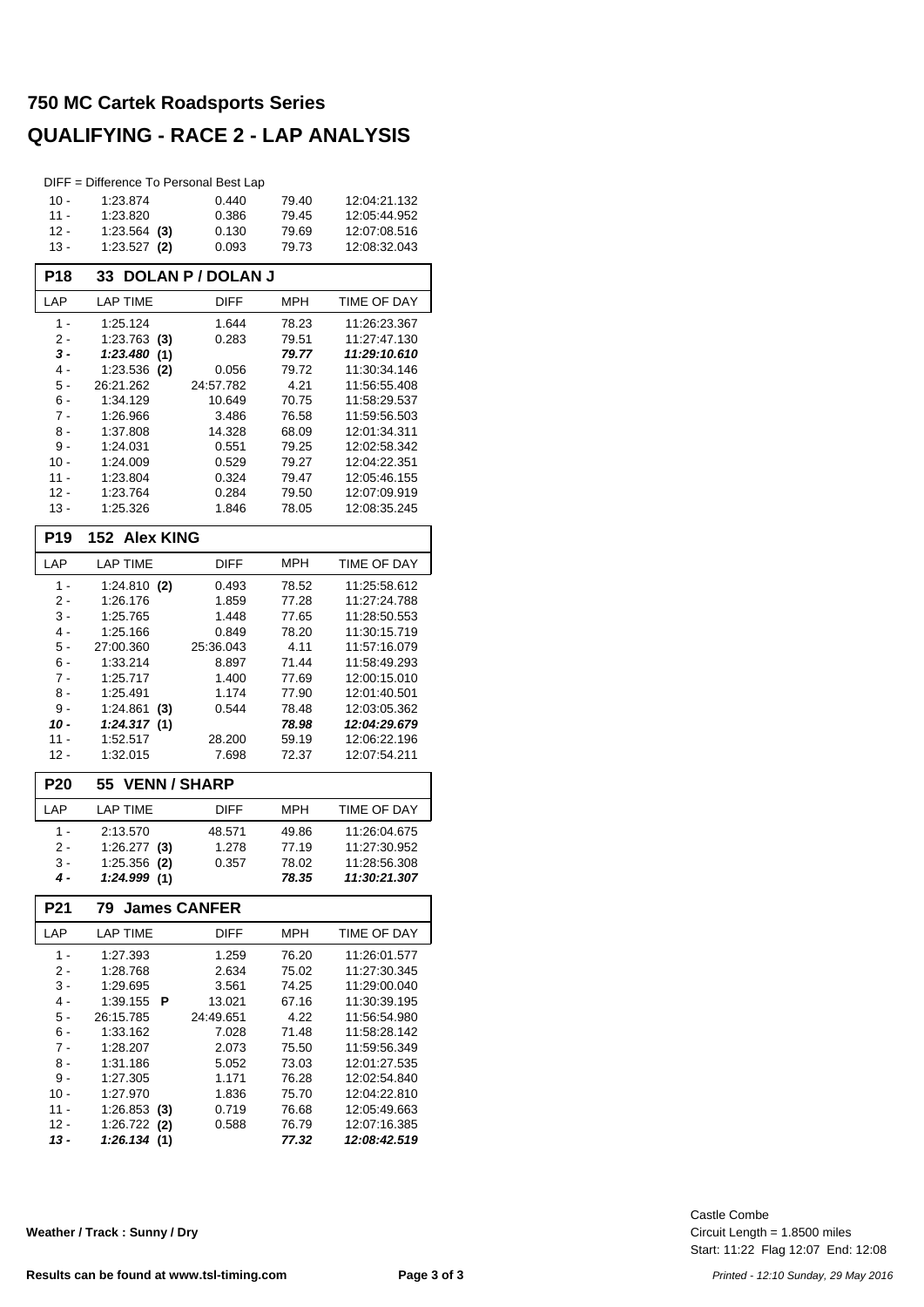# 750 MC Cartek Roadsports Series

## QUALIFYING - RACE 2 - LAP ANALYSIS

DIFF = Difference To Personal Best Lap

| LAP | LAP TIME | DIFF | MPH | TIME OF DAY |
|---|---|---|---|---|
| 10 - | 1:23.874 | 0.440 | 79.40 | 12:04:21.132 |
| 11 - | 1:23.820 | 0.386 | 79.45 | 12:05:44.952 |
| 12 - | 1:23.564 **(3)** | 0.130 | 79.69 | 12:07:08.516 |
| 13 - | 1:23.527 **(2)** | 0.093 | 79.73 | 12:08:32.043 |

### P18 33 DOLAN P / DOLAN J

| LAP | LAP TIME | DIFF | MPH | TIME OF DAY |
|---|---|---|---|---|
| 1 - | 1:25.124 | 1.644 | 78.23 | 11:26:23.367 |
| 2 - | 1:23.763 **(3)** | 0.283 | 79.51 | 11:27:47.130 |
| ***3 -*** | ***1:23.480 (1)*** | | ***79.77*** | ***11:29:10.610*** |
| 4 - | 1:23.536 **(2)** | 0.056 | 79.72 | 11:30:34.146 |
| 5 - | 26:21.262 | 24:57.782 | 4.21 | 11:56:55.408 |
| 6 - | 1:34.129 | 10.649 | 70.75 | 11:58:29.537 |
| 7 - | 1:26.966 | 3.486 | 76.58 | 11:59:56.503 |
| 8 - | 1:37.808 | 14.328 | 68.09 | 12:01:34.311 |
| 9 - | 1:24.031 | 0.551 | 79.25 | 12:02:58.342 |
| 10 - | 1:24.009 | 0.529 | 79.27 | 12:04:22.351 |
| 11 - | 1:23.804 | 0.324 | 79.47 | 12:05:46.155 |
| 12 - | 1:23.764 | 0.284 | 79.50 | 12:07:09.919 |
| 13 - | 1:25.326 | 1.846 | 78.05 | 12:08:35.245 |

### P19 152 Alex KING

| LAP | LAP TIME | DIFF | MPH | TIME OF DAY |
|---|---|---|---|---|
| 1 - | 1:24.810 **(2)** | 0.493 | 78.52 | 11:25:58.612 |
| 2 - | 1:26.176 | 1.859 | 77.28 | 11:27:24.788 |
| 3 - | 1:25.765 | 1.448 | 77.65 | 11:28:50.553 |
| 4 - | 1:25.166 | 0.849 | 78.20 | 11:30:15.719 |
| 5 - | 27:00.360 | 25:36.043 | 4.11 | 11:57:16.079 |
| 6 - | 1:33.214 | 8.897 | 71.44 | 11:58:49.293 |
| 7 - | 1:25.717 | 1.400 | 77.69 | 12:00:15.010 |
| 8 - | 1:25.491 | 1.174 | 77.90 | 12:01:40.501 |
| 9 - | 1:24.861 **(3)** | 0.544 | 78.48 | 12:03:05.362 |
| ***10 -*** | ***1:24.317 (1)*** | | ***78.98*** | ***12:04:29.679*** |
| 11 - | 1:52.517 | 28.200 | 59.19 | 12:06:22.196 |
| 12 - | 1:32.015 | 7.698 | 72.37 | 12:07:54.211 |

### P20 55 VENN / SHARP

| LAP | LAP TIME | DIFF | MPH | TIME OF DAY |
|---|---|---|---|---|
| 1 - | 2:13.570 | 48.571 | 49.86 | 11:26:04.675 |
| 2 - | 1:26.277 **(3)** | 1.278 | 77.19 | 11:27:30.952 |
| 3 - | 1:25.356 **(2)** | 0.357 | 78.02 | 11:28:56.308 |
| ***4 -*** | ***1:24.999 (1)*** | | ***78.35*** | ***11:30:21.307*** |

### P21 79 James CANFER

| LAP | LAP TIME | DIFF | MPH | TIME OF DAY |
|---|---|---|---|---|
| 1 - | 1:27.393 | 1.259 | 76.20 | 11:26:01.577 |
| 2 - | 1:28.768 | 2.634 | 75.02 | 11:27:30.345 |
| 3 - | 1:29.695 | 3.561 | 74.25 | 11:29:00.040 |
| 4 - | 1:39.155 **P** | 13.021 | 67.16 | 11:30:39.195 |
| 5 - | 26:15.785 | 24:49.651 | 4.22 | 11:56:54.980 |
| 6 - | 1:33.162 | 7.028 | 71.48 | 11:58:28.142 |
| 7 - | 1:28.207 | 2.073 | 75.50 | 11:59:56.349 |
| 8 - | 1:31.186 | 5.052 | 73.03 | 12:01:27.535 |
| 9 - | 1:27.305 | 1.171 | 76.28 | 12:02:54.840 |
| 10 - | 1:27.970 | 1.836 | 75.70 | 12:04:22.810 |
| 11 - | 1:26.853 **(3)** | 0.719 | 76.68 | 12:05:49.663 |
| 12 - | 1:26.722 **(2)** | 0.588 | 76.79 | 12:07:16.385 |
| ***13 -*** | ***1:26.134 (1)*** | | ***77.32*** | ***12:08:42.519*** |

**Weather / Track : Sunny / Dry**

Castle Combe
Circuit Length = 1.8500 miles
Start: 11:22 Flag 12:07 End: 12:08

**Results can be found at www.tsl-timing.com**

*Printed - 12:10 Sunday, 29 May 2016*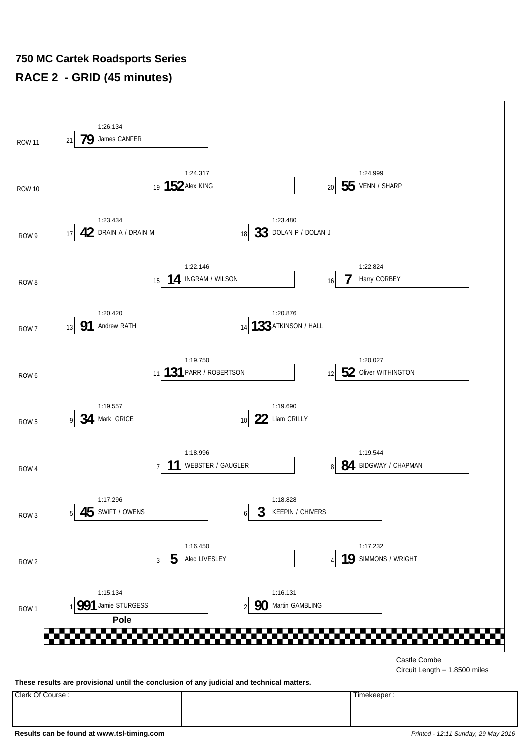# 750 MC Cartek Roadsports Series

## RACE 2 - GRID (45 minutes)

| Row | Pos | No. | Driver | Time |
|---|---|---|---|---|
| ROW 11 | 21 | 79 | James CANFER | 1:26.134 |
| ROW 10 | 19 | 152 | Alex KING | 1:24.317 |
| ROW 10 | 20 | 55 | VENN / SHARP | 1:24.999 |
| ROW 9 | 17 | 42 | DRAIN A / DRAIN M | 1:23.434 |
| ROW 9 | 18 | 33 | DOLAN P / DOLAN J | 1:23.480 |
| ROW 8 | 15 | 14 | INGRAM / WILSON | 1:22.146 |
| ROW 8 | 16 | 7 | Harry CORBEY | 1:22.824 |
| ROW 7 | 13 | 91 | Andrew RATH | 1:20.420 |
| ROW 7 | 14 | 133 | ATKINSON / HALL | 1:20.876 |
| ROW 6 | 11 | 131 | PARR / ROBERTSON | 1:19.750 |
| ROW 6 | 12 | 52 | Oliver WITHINGTON | 1:20.027 |
| ROW 5 | 9 | 34 | Mark GRICE | 1:19.557 |
| ROW 5 | 10 | 22 | Liam CRILLY | 1:19.690 |
| ROW 4 | 7 | 11 | WEBSTER / GAUGLER | 1:18.996 |
| ROW 4 | 8 | 84 | BIDGWAY / CHAPMAN | 1:19.544 |
| ROW 3 | 5 | 45 | SWIFT / OWENS | 1:17.296 |
| ROW 3 | 6 | 3 | KEEPIN / CHIVERS | 1:18.828 |
| ROW 2 | 3 | 5 | Alec LIVESLEY | 1:16.450 |
| ROW 2 | 4 | 19 | SIMMONS / WRIGHT | 1:17.232 |
| ROW 1 | 1 | 991 | Jamie STURGESS | 1:15.134 |
| ROW 1 | 2 | 90 | Martin GAMBLING | 1:16.131 |

**Pole**

Castle Combe
Circuit Length = 1.8500 miles

**These results are provisional until the conclusion of any judicial and technical matters.**

| Clerk Of Course : | | Timekeeper : |
|---|---|---|
| | | |

**Results can be found at www.tsl-timing.com**

*Printed - 12:11 Sunday, 29 May 2016*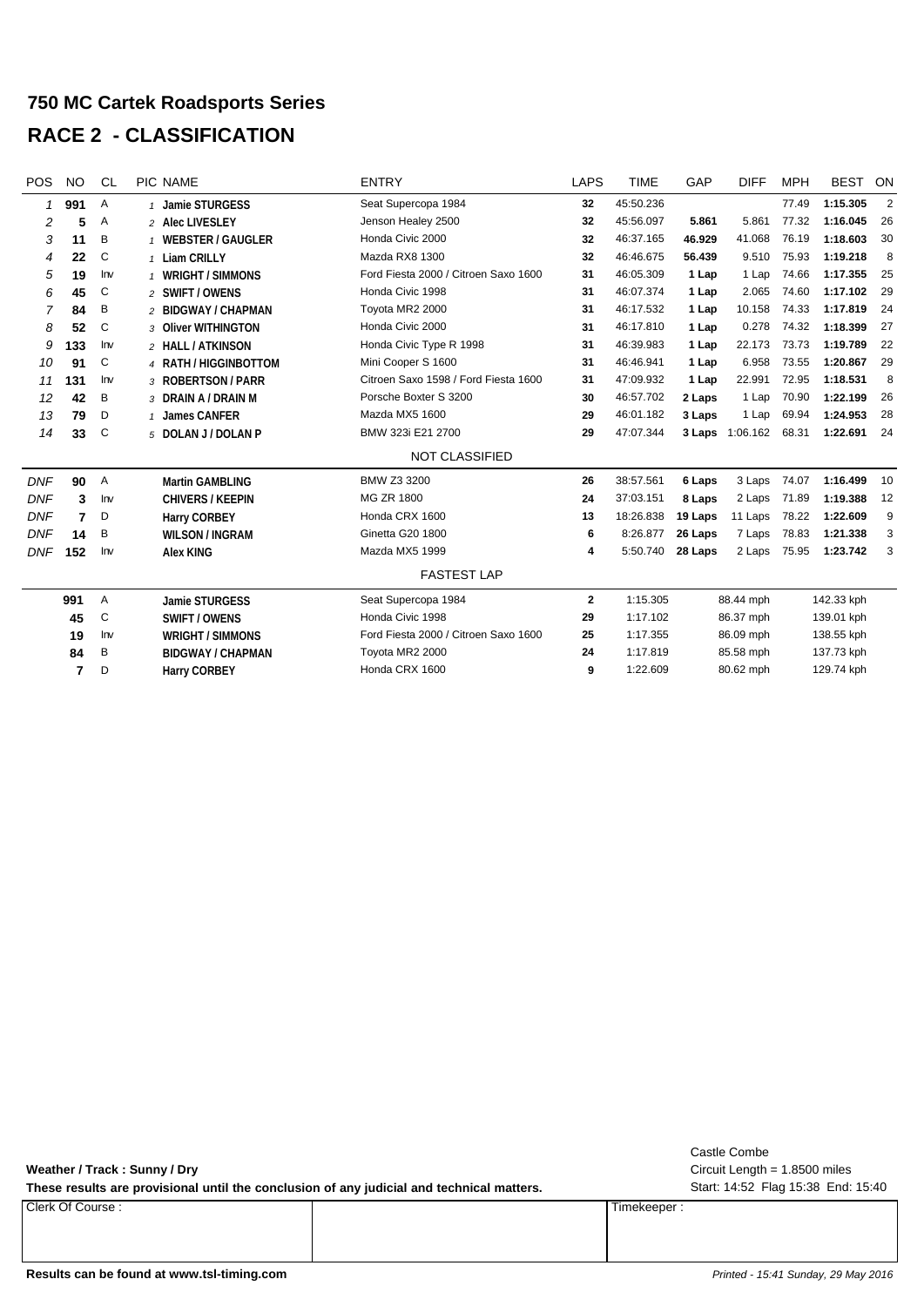# 750 MC Cartek Roadsports Series

## RACE 2 - CLASSIFICATION

| POS | NO | CL | PIC | NAME | ENTRY | LAPS | TIME | GAP | DIFF | MPH | BEST | ON |
|---|---|---|---|---|---|---|---|---|---|---|---|---|
| 1 | **991** | A | 1 | **Jamie STURGESS** | Seat Supercopa 1984 | **32** | 45:50.236 | | | 77.49 | **1:15.305** | 2 |
| 2 | **5** | A | 2 | **Alec LIVESLEY** | Jenson Healey 2500 | **32** | 45:56.097 | **5.861** | 5.861 | 77.32 | **1:16.045** | 26 |
| 3 | **11** | B | 1 | **WEBSTER / GAUGLER** | Honda Civic 2000 | **32** | 46:37.165 | **46.929** | 41.068 | 76.19 | **1:18.603** | 30 |
| 4 | **22** | C | 1 | **Liam CRILLY** | Mazda RX8 1300 | **32** | 46:46.675 | **56.439** | 9.510 | 75.93 | **1:19.218** | 8 |
| 5 | **19** | Inv | 1 | **WRIGHT / SIMMONS** | Ford Fiesta 2000 / Citroen Saxo 1600 | **31** | 46:05.309 | **1 Lap** | 1 Lap | 74.66 | **1:17.355** | 25 |
| 6 | **45** | C | 2 | **SWIFT / OWENS** | Honda Civic 1998 | **31** | 46:07.374 | **1 Lap** | 2.065 | 74.60 | **1:17.102** | 29 |
| 7 | **84** | B | 2 | **BIDGWAY / CHAPMAN** | Toyota MR2 2000 | **31** | 46:17.532 | **1 Lap** | 10.158 | 74.33 | **1:17.819** | 24 |
| 8 | **52** | C | 3 | **Oliver WITHINGTON** | Honda Civic 2000 | **31** | 46:17.810 | **1 Lap** | 0.278 | 74.32 | **1:18.399** | 27 |
| 9 | **133** | Inv | 2 | **HALL / ATKINSON** | Honda Civic Type R 1998 | **31** | 46:39.983 | **1 Lap** | 22.173 | 73.73 | **1:19.789** | 22 |
| 10 | **91** | C | 4 | **RATH / HIGGINBOTTOM** | Mini Cooper S 1600 | **31** | 46:46.941 | **1 Lap** | 6.958 | 73.55 | **1:20.867** | 29 |
| 11 | **131** | Inv | 3 | **ROBERTSON / PARR** | Citroen Saxo 1598 / Ford Fiesta 1600 | **31** | 47:09.932 | **1 Lap** | 22.991 | 72.95 | **1:18.531** | 8 |
| 12 | **42** | B | 3 | **DRAIN A / DRAIN M** | Porsche Boxter S 3200 | **30** | 46:57.702 | **2 Laps** | 1 Lap | 70.90 | **1:22.199** | 26 |
| 13 | **79** | D | 1 | **James CANFER** | Mazda MX5 1600 | **29** | 46:01.182 | **3 Laps** | 1 Lap | 69.94 | **1:24.953** | 28 |
| 14 | **33** | C | 5 | **DOLAN J / DOLAN P** | BMW 323i E21 2700 | **29** | 47:07.344 | **3 Laps** | 1:06.162 | 68.31 | **1:22.691** | 24 |
| | | | | | NOT CLASSIFIED | | | | | | | |
| DNF | **90** | A | | **Martin GAMBLING** | BMW Z3 3200 | **26** | 38:57.561 | **6 Laps** | 3 Laps | 74.07 | **1:16.499** | 10 |
| DNF | **3** | Inv | | **CHIVERS / KEEPIN** | MG ZR 1800 | **24** | 37:03.151 | **8 Laps** | 2 Laps | 71.89 | **1:19.388** | 12 |
| DNF | **7** | D | | **Harry CORBEY** | Honda CRX 1600 | **13** | 18:26.838 | **19 Laps** | 11 Laps | 78.22 | **1:22.609** | 9 |
| DNF | **14** | B | | **WILSON / INGRAM** | Ginetta G20 1800 | **6** | 8:26.877 | **26 Laps** | 7 Laps | 78.83 | **1:21.338** | 3 |
| DNF | **152** | Inv | | **Alex KING** | Mazda MX5 1999 | **4** | 5:50.740 | **28 Laps** | 2 Laps | 75.95 | **1:23.742** | 3 |

### FASTEST LAP

| NO | CL | NAME | ENTRY | LAP | TIME | MPH | KPH |
|---|---|---|---|---|---|---|---|
| **991** | A | **Jamie STURGESS** | Seat Supercopa 1984 | **2** | 1:15.305 | 88.44 mph | 142.33 kph |
| **45** | C | **SWIFT / OWENS** | Honda Civic 1998 | **29** | 1:17.102 | 86.37 mph | 139.01 kph |
| **19** | Inv | **WRIGHT / SIMMONS** | Ford Fiesta 2000 / Citroen Saxo 1600 | **25** | 1:17.355 | 86.09 mph | 138.55 kph |
| **84** | B | **BIDGWAY / CHAPMAN** | Toyota MR2 2000 | **24** | 1:17.819 | 85.58 mph | 137.73 kph |
| **7** | D | **Harry CORBEY** | Honda CRX 1600 | **9** | 1:22.609 | 80.62 mph | 129.74 kph |

**Weather / Track : Sunny / Dry**

**These results are provisional until the conclusion of any judicial and technical matters.**

Castle Combe
Circuit Length = 1.8500 miles
Start: 14:52 Flag 15:38 End: 15:40

| Clerk Of Course : | | Timekeeper : |
|---|---|---|

**Results can be found at www.tsl-timing.com**

*Printed - 15:41 Sunday, 29 May 2016*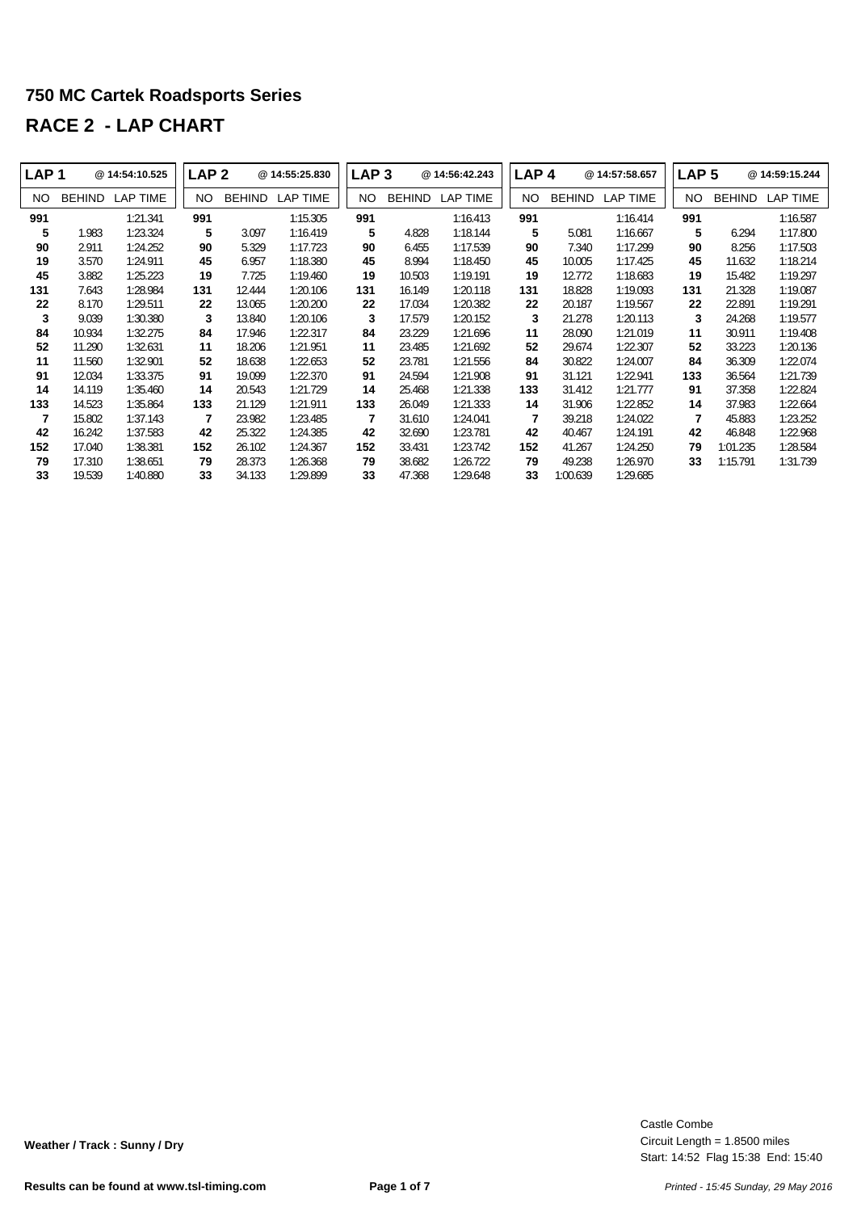# 750 MC Cartek Roadsports Series

## RACE 2 - LAP CHART

| LAP 1 | | @ 14:54:10.525 | LAP 2 | | @ 14:55:25.830 | LAP 3 | | @ 14:56:42.243 | LAP 4 | | @ 14:57:58.657 | LAP 5 | | @ 14:59:15.244 |
|---|---|---|---|---|---|---|---|---|---|---|---|---|---|---|
| NO | BEHIND | LAP TIME | NO | BEHIND | LAP TIME | NO | BEHIND | LAP TIME | NO | BEHIND | LAP TIME | NO | BEHIND | LAP TIME |
| **991** | | 1:21.341 | **991** | | 1:15.305 | **991** | | 1:16.413 | **991** | | 1:16.414 | **991** | | 1:16.587 |
| **5** | 1.983 | 1:23.324 | **5** | 3.097 | 1:16.419 | **5** | 4.828 | 1:18.144 | **5** | 5.081 | 1:16.667 | **5** | 6.294 | 1:17.800 |
| **90** | 2.911 | 1:24.252 | **90** | 5.329 | 1:17.723 | **90** | 6.455 | 1:17.539 | **90** | 7.340 | 1:17.299 | **90** | 8.256 | 1:17.503 |
| **19** | 3.570 | 1:24.911 | **45** | 6.957 | 1:18.380 | **45** | 8.994 | 1:18.450 | **45** | 10.005 | 1:17.425 | **45** | 11.632 | 1:18.214 |
| **45** | 3.882 | 1:25.223 | **19** | 7.725 | 1:19.460 | **19** | 10.503 | 1:19.191 | **19** | 12.772 | 1:18.683 | **19** | 15.482 | 1:19.297 |
| **131** | 7.643 | 1:28.984 | **131** | 12.444 | 1:20.106 | **131** | 16.149 | 1:20.118 | **131** | 18.828 | 1:19.093 | **131** | 21.328 | 1:19.087 |
| **22** | 8.170 | 1:29.511 | **22** | 13.065 | 1:20.200 | **22** | 17.034 | 1:20.382 | **22** | 20.187 | 1:19.567 | **22** | 22.891 | 1:19.291 |
| **3** | 9.039 | 1:30.380 | **3** | 13.840 | 1:20.106 | **3** | 17.579 | 1:20.152 | **3** | 21.278 | 1:20.113 | **3** | 24.268 | 1:19.577 |
| **84** | 10.934 | 1:32.275 | **84** | 17.946 | 1:22.317 | **84** | 23.229 | 1:21.696 | **11** | 28.090 | 1:21.019 | **11** | 30.911 | 1:19.408 |
| **52** | 11.290 | 1:32.631 | **11** | 18.206 | 1:21.951 | **11** | 23.485 | 1:21.692 | **52** | 29.674 | 1:22.307 | **52** | 33.223 | 1:20.136 |
| **11** | 11.560 | 1:32.901 | **52** | 18.638 | 1:22.653 | **52** | 23.781 | 1:21.556 | **84** | 30.822 | 1:24.007 | **84** | 36.309 | 1:22.074 |
| **91** | 12.034 | 1:33.375 | **91** | 19.099 | 1:22.370 | **91** | 24.594 | 1:21.908 | **91** | 31.121 | 1:22.941 | **133** | 36.564 | 1:21.739 |
| **14** | 14.119 | 1:35.460 | **14** | 20.543 | 1:21.729 | **14** | 25.468 | 1:21.338 | **133** | 31.412 | 1:21.777 | **91** | 37.358 | 1:22.824 |
| **133** | 14.523 | 1:35.864 | **133** | 21.129 | 1:21.911 | **133** | 26.049 | 1:21.333 | **14** | 31.906 | 1:22.852 | **14** | 37.983 | 1:22.664 |
| **7** | 15.802 | 1:37.143 | **7** | 23.982 | 1:23.485 | **7** | 31.610 | 1:24.041 | **7** | 39.218 | 1:24.022 | **7** | 45.883 | 1:23.252 |
| **42** | 16.242 | 1:37.583 | **42** | 25.322 | 1:24.385 | **42** | 32.690 | 1:23.781 | **42** | 40.467 | 1:24.191 | **42** | 46.848 | 1:22.968 |
| **152** | 17.040 | 1:38.381 | **152** | 26.102 | 1:24.367 | **152** | 33.431 | 1:23.742 | **152** | 41.267 | 1:24.250 | **79** | 1:01.235 | 1:28.584 |
| **79** | 17.310 | 1:38.651 | **79** | 28.373 | 1:26.368 | **79** | 38.682 | 1:26.722 | **79** | 49.238 | 1:26.970 | **33** | 1:15.791 | 1:31.739 |
| **33** | 19.539 | 1:40.880 | **33** | 34.133 | 1:29.899 | **33** | 47.368 | 1:29.648 | **33** | 1:00.639 | 1:29.685 | | | |

**Weather / Track : Sunny / Dry**

Castle Combe
Circuit Length = 1.8500 miles
Start: 14:52 Flag 15:38 End: 15:40

**Results can be found at www.tsl-timing.com**

*Printed - 15:45 Sunday, 29 May 2016*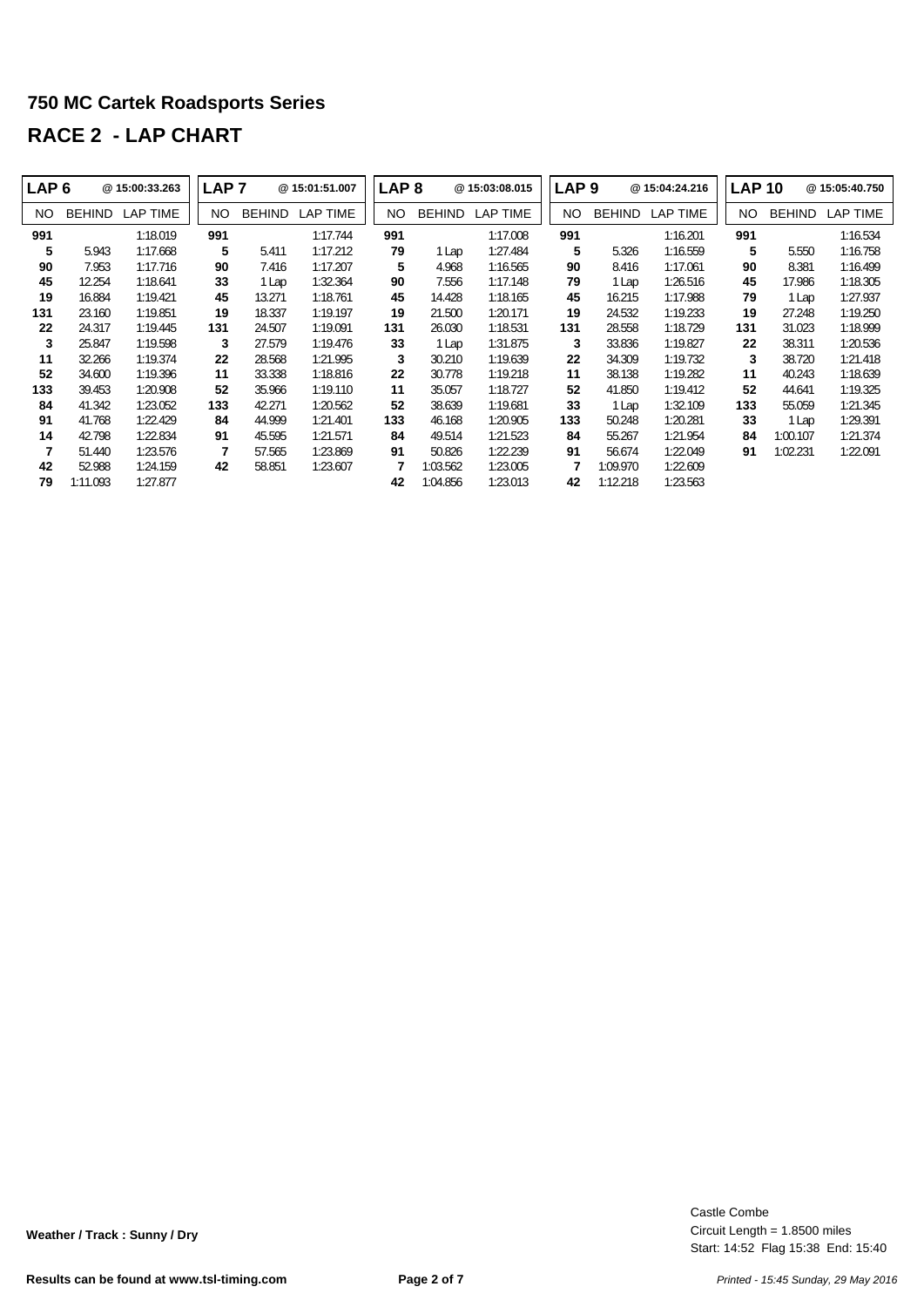# 750 MC Cartek Roadsports Series

## RACE 2 - LAP CHART

| LAP 6 | @ 15:00:33.263 | | LAP 7 | @ 15:01:51.007 | | LAP 8 | @ 15:03:08.015 | | LAP 9 | @ 15:04:24.216 | | LAP 10 | @ 15:05:40.750 | |
|---|---|---|---|---|---|---|---|---|---|---|---|---|---|---|
| NO | BEHIND | LAP TIME | NO | BEHIND | LAP TIME | NO | BEHIND | LAP TIME | NO | BEHIND | LAP TIME | NO | BEHIND | LAP TIME |
| **991** | | 1:18.019 | **991** | | 1:17.744 | **991** | | 1:17.008 | **991** | | 1:16.201 | **991** | | 1:16.534 |
| **5** | 5.943 | 1:17.668 | **5** | 5.411 | 1:17.212 | **79** | 1 Lap | 1:27.484 | **5** | 5.326 | 1:16.559 | **5** | 5.550 | 1:16.758 |
| **90** | 7.953 | 1:17.716 | **90** | 7.416 | 1:17.207 | **5** | 4.968 | 1:16.565 | **90** | 8.416 | 1:17.061 | **90** | 8.381 | 1:16.499 |
| **45** | 12.254 | 1:18.641 | **33** | 1 Lap | 1:32.364 | **90** | 7.556 | 1:17.148 | **79** | 1 Lap | 1:26.516 | **45** | 17.986 | 1:18.305 |
| **19** | 16.884 | 1:19.421 | **45** | 13.271 | 1:18.761 | **45** | 14.428 | 1:18.165 | **45** | 16.215 | 1:17.988 | **79** | 1 Lap | 1:27.937 |
| **131** | 23.160 | 1:19.851 | **19** | 18.337 | 1:19.197 | **19** | 21.500 | 1:20.171 | **19** | 24.532 | 1:19.233 | **19** | 27.248 | 1:19.250 |
| **22** | 24.317 | 1:19.445 | **131** | 24.507 | 1:19.091 | **131** | 26.030 | 1:18.531 | **131** | 28.558 | 1:18.729 | **131** | 31.023 | 1:18.999 |
| **3** | 25.847 | 1:19.598 | **3** | 27.579 | 1:19.476 | **33** | 1 Lap | 1:31.875 | **3** | 33.836 | 1:19.827 | **22** | 38.311 | 1:20.536 |
| **11** | 32.266 | 1:19.374 | **22** | 28.568 | 1:21.995 | **3** | 30.210 | 1:19.639 | **22** | 34.309 | 1:19.732 | **3** | 38.720 | 1:21.418 |
| **52** | 34.600 | 1:19.396 | **11** | 33.338 | 1:18.816 | **22** | 30.778 | 1:19.218 | **11** | 38.138 | 1:19.282 | **11** | 40.243 | 1:18.639 |
| **133** | 39.453 | 1:20.908 | **52** | 35.966 | 1:19.110 | **11** | 35.057 | 1:18.727 | **52** | 41.850 | 1:19.412 | **52** | 44.641 | 1:19.325 |
| **84** | 41.342 | 1:23.052 | **133** | 42.271 | 1:20.562 | **52** | 38.639 | 1:19.681 | **33** | 1 Lap | 1:32.109 | **133** | 55.059 | 1:21.345 |
| **91** | 41.768 | 1:22.429 | **84** | 44.999 | 1:21.401 | **133** | 46.168 | 1:20.905 | **133** | 50.248 | 1:20.281 | **33** | 1 Lap | 1:29.391 |
| **14** | 42.798 | 1:22.834 | **91** | 45.595 | 1:21.571 | **84** | 49.514 | 1:21.523 | **84** | 55.267 | 1:21.954 | **84** | 1:00.107 | 1:21.374 |
| **7** | 51.440 | 1:23.576 | **7** | 57.565 | 1:23.869 | **91** | 50.826 | 1:22.239 | **91** | 56.674 | 1:22.049 | **91** | 1:02.231 | 1:22.091 |
| **42** | 52.988 | 1:24.159 | **42** | 58.851 | 1:23.607 | **7** | 1:03.562 | 1:23.005 | **7** | 1:09.970 | 1:22.609 | | | |
| **79** | 1:11.093 | 1:27.877 | | | | **42** | 1:04.856 | 1:23.013 | **42** | 1:12.218 | 1:23.563 | | | |

**Weather / Track : Sunny / Dry**

Castle Combe
Circuit Length = 1.8500 miles
Start: 14:52 Flag 15:38 End: 15:40

**Results can be found at www.tsl-timing.com**

*Printed - 15:45 Sunday, 29 May 2016*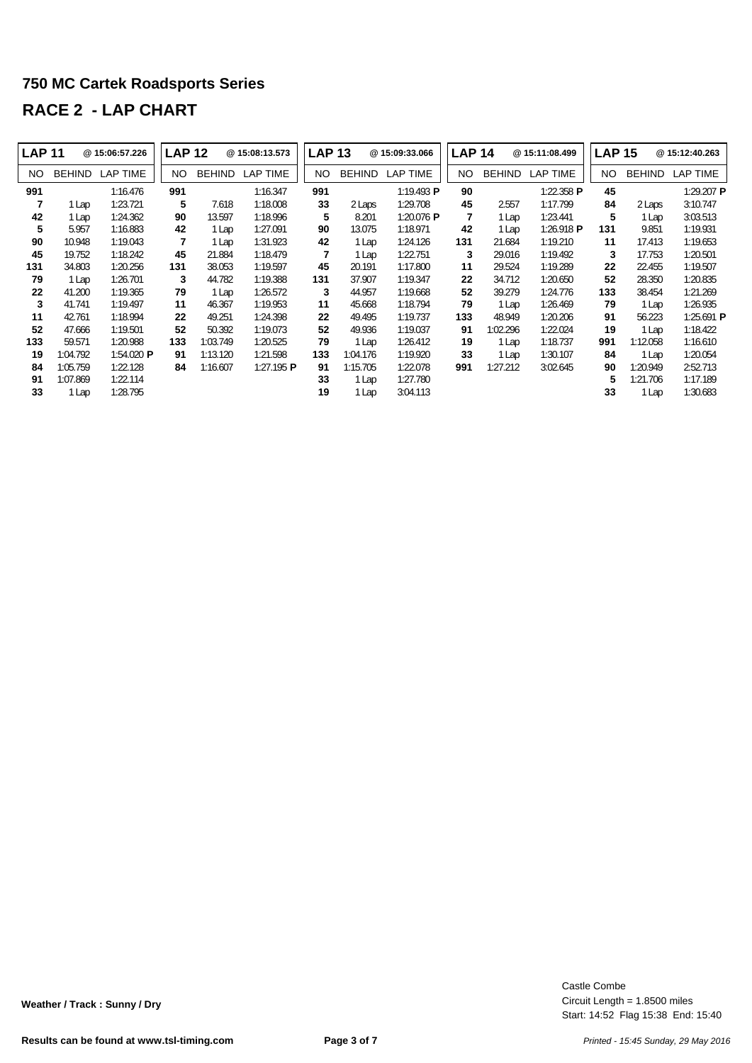## 750 MC Cartek Roadsports Series

## RACE 2 - LAP CHART

| LAP 11 | | @ 15:06:57.226 | LAP 12 | | @ 15:08:13.573 | LAP 13 | | @ 15:09:33.066 | LAP 14 | | @ 15:11:08.499 | LAP 15 | | @ 15:12:40.263 |
|---|---|---|---|---|---|---|---|---|---|---|---|---|---|---|
| NO | BEHIND | LAP TIME | NO | BEHIND | LAP TIME | NO | BEHIND | LAP TIME | NO | BEHIND | LAP TIME | NO | BEHIND | LAP TIME |
| **991** | | 1:16.476 | **991** | | 1:16.347 | **991** | | 1:19.493 **P** | **90** | | 1:22.358 **P** | **45** | | 1:29.207 **P** |
| **7** | 1 Lap | 1:23.721 | **5** | 7.618 | 1:18.008 | **33** | 2 Laps | 1:29.708 | **45** | 2.557 | 1:17.799 | **84** | 2 Laps | 3:10.747 |
| **42** | 1 Lap | 1:24.362 | **90** | 13.597 | 1:18.996 | **5** | 8.201 | 1:20.076 **P** | **7** | 1 Lap | 1:23.441 | **5** | 1 Lap | 3:03.513 |
| **5** | 5.957 | 1:16.883 | **42** | 1 Lap | 1:27.091 | **90** | 13.075 | 1:18.971 | **42** | 1 Lap | 1:26.918 **P** | **131** | 9.851 | 1:19.931 |
| **90** | 10.948 | 1:19.043 | **7** | 1 Lap | 1:31.923 | **42** | 1 Lap | 1:24.126 | **131** | 21.684 | 1:19.210 | **11** | 17.413 | 1:19.653 |
| **45** | 19.752 | 1:18.242 | **45** | 21.884 | 1:18.479 | **7** | 1 Lap | 1:22.751 | **3** | 29.016 | 1:19.492 | **3** | 17.753 | 1:20.501 |
| **131** | 34.803 | 1:20.256 | **131** | 38.053 | 1:19.597 | **45** | 20.191 | 1:17.800 | **11** | 29.524 | 1:19.289 | **22** | 22.455 | 1:19.507 |
| **79** | 1 Lap | 1:26.701 | **3** | 44.782 | 1:19.388 | **131** | 37.907 | 1:19.347 | **22** | 34.712 | 1:20.650 | **52** | 28.350 | 1:20.835 |
| **22** | 41.200 | 1:19.365 | **79** | 1 Lap | 1:26.572 | **3** | 44.957 | 1:19.668 | **52** | 39.279 | 1:24.776 | **133** | 38.454 | 1:21.269 |
| **3** | 41.741 | 1:19.497 | **11** | 46.367 | 1:19.953 | **11** | 45.668 | 1:18.794 | **79** | 1 Lap | 1:26.469 | **79** | 1 Lap | 1:26.935 |
| **11** | 42.761 | 1:18.994 | **22** | 49.251 | 1:24.398 | **22** | 49.495 | 1:19.737 | **133** | 48.949 | 1:20.206 | **91** | 56.223 | 1:25.691 **P** |
| **52** | 47.666 | 1:19.501 | **52** | 50.392 | 1:19.073 | **52** | 49.936 | 1:19.037 | **91** | 1:02.296 | 1:22.024 | **19** | 1 Lap | 1:18.422 |
| **133** | 59.571 | 1:20.988 | **133** | 1:03.749 | 1:20.525 | **79** | 1 Lap | 1:26.412 | **19** | 1 Lap | 1:18.737 | **991** | 1:12.058 | 1:16.610 |
| **19** | 1:04.792 | 1:54.020 **P** | **91** | 1:13.120 | 1:21.598 | **133** | 1:04.176 | 1:19.920 | **33** | 1 Lap | 1:30.107 | **84** | 1 Lap | 1:20.054 |
| **84** | 1:05.759 | 1:22.128 | **84** | 1:16.607 | 1:27.195 **P** | **91** | 1:15.705 | 1:22.078 | **991** | 1:27.212 | 3:02.645 | **90** | 1:20.949 | 2:52.713 |
| **91** | 1:07.869 | 1:22.114 | | | | **33** | 1 Lap | 1:27.780 | | | | **5** | 1:21.706 | 1:17.189 |
| **33** | 1 Lap | 1:28.795 | | | | **19** | 1 Lap | 3:04.113 | | | | **33** | 1 Lap | 1:30.683 |

**Weather / Track : Sunny / Dry**

Castle Combe
Circuit Length = 1.8500 miles
Start: 14:52 Flag 15:38 End: 15:40

**Results can be found at www.tsl-timing.com**

*Printed - 15:45 Sunday, 29 May 2016*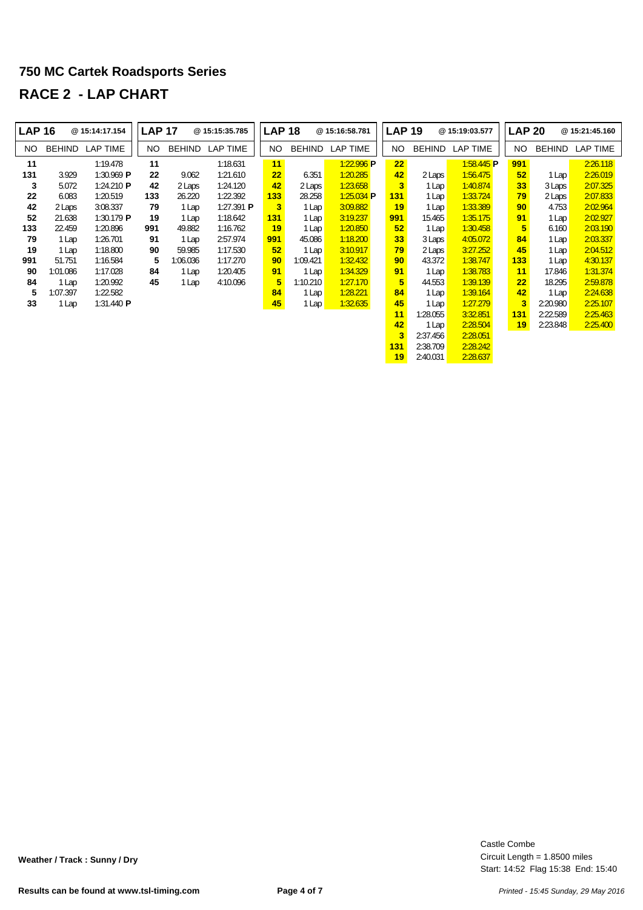# 750 MC Cartek Roadsports Series

## RACE 2 - LAP CHART

| LAP 16 | @ 15:14:17.154 | | LAP 17 | @ 15:15:35.785 | | LAP 18 | @ 15:16:58.781 | | LAP 19 | @ 15:19:03.577 | | LAP 20 | @ 15:21:45.160 | |
|---|---|---|---|---|---|---|---|---|---|---|---|---|---|---|
| NO | BEHIND | LAP TIME | NO | BEHIND | LAP TIME | NO | BEHIND | LAP TIME | NO | BEHIND | LAP TIME | NO | BEHIND | LAP TIME |
| **11** | | 1:19.478 | **11** | | 1:18.631 | **11** | | 1:22.996 **P** | **22** | | 1:58.445 **P** | **991** | | 2:26.118 |
| **131** | 3.929 | 1:30.969 **P** | **22** | 9.062 | 1:21.610 | **22** | 6.351 | 1:20.285 | **42** | 2 Laps | 1:56.475 | **52** | 1 Lap | 2:26.019 |
| **3** | 5.072 | 1:24.210 **P** | **42** | 2 Laps | 1:24.120 | **42** | 2 Laps | 1:23.658 | **3** | 1 Lap | 1:40.874 | **33** | 3 Laps | 2:07.325 |
| **22** | 6.083 | 1:20.519 | **133** | 26.220 | 1:22.392 | **133** | 28.258 | 1:25.034 **P** | **131** | 1 Lap | 1:33.724 | **79** | 2 Laps | 2:07.833 |
| **42** | 2 Laps | 3:08.337 | **79** | 1 Lap | 1:27.391 **P** | **3** | 1 Lap | 3:09.882 | **19** | 1 Lap | 1:33.389 | **90** | 4.753 | 2:02.964 |
| **52** | 21.638 | 1:30.179 **P** | **19** | 1 Lap | 1:18.642 | **131** | 1 Lap | 3:19.237 | **991** | 15.465 | 1:35.175 | **91** | 1 Lap | 2:02.927 |
| **133** | 22.459 | 1:20.896 | **991** | 49.882 | 1:16.762 | **19** | 1 Lap | 1:20.850 | **52** | 1 Lap | 1:30.458 | **5** | 6.160 | 2:03.190 |
| **79** | 1 Lap | 1:26.701 | **91** | 1 Lap | 2:57.974 | **991** | 45.086 | 1:18.200 | **33** | 3 Laps | 4:05.072 | **84** | 1 Lap | 2:03.337 |
| **19** | 1 Lap | 1:18.800 | **90** | 59.985 | 1:17.530 | **52** | 1 Lap | 3:10.917 | **79** | 2 Laps | 3:27.252 | **45** | 1 Lap | 2:04.512 |
| **991** | 51.751 | 1:16.584 | **5** | 1:06.036 | 1:17.270 | **90** | 1:09.421 | 1:32.432 | **90** | 43.372 | 1:38.747 | **133** | 1 Lap | 4:30.137 |
| **90** | 1:01.086 | 1:17.028 | **84** | 1 Lap | 1:20.405 | **91** | 1 Lap | 1:34.329 | **91** | 1 Lap | 1:38.783 | **11** | 17.846 | 1:31.374 |
| **84** | 1 Lap | 1:20.992 | **45** | 1 Lap | 4:10.096 | **5** | 1:10.210 | 1:27.170 | **5** | 44.553 | 1:39.139 | **22** | 18.295 | 2:59.878 |
| **5** | 1:07.397 | 1:22.582 | | | | **84** | 1 Lap | 1:28.221 | **84** | 1 Lap | 1:39.164 | **42** | 1 Lap | 2:24.638 |
| **33** | 1 Lap | 1:31.440 **P** | | | | **45** | 1 Lap | 1:32.635 | **45** | 1 Lap | 1:27.279 | **3** | 2:20.980 | 2:25.107 |
| | | | | | | | | | **11** | 1:28.055 | 3:32.851 | **131** | 2:22.589 | 2:25.463 |
| | | | | | | | | | **42** | 1 Lap | 2:28.504 | **19** | 2:23.848 | 2:25.400 |
| | | | | | | | | | **3** | 2:37.456 | 2:28.051 | | | |
| | | | | | | | | | **131** | 2:38.709 | 2:28.242 | | | |
| | | | | | | | | | **19** | 2:40.031 | 2:28.637 | | | |

**Weather / Track : Sunny / Dry**

Castle Combe
Circuit Length = 1.8500 miles
Start: 14:52 Flag 15:38 End: 15:40

**Results can be found at www.tsl-timing.com**

*Printed - 15:45 Sunday, 29 May 2016*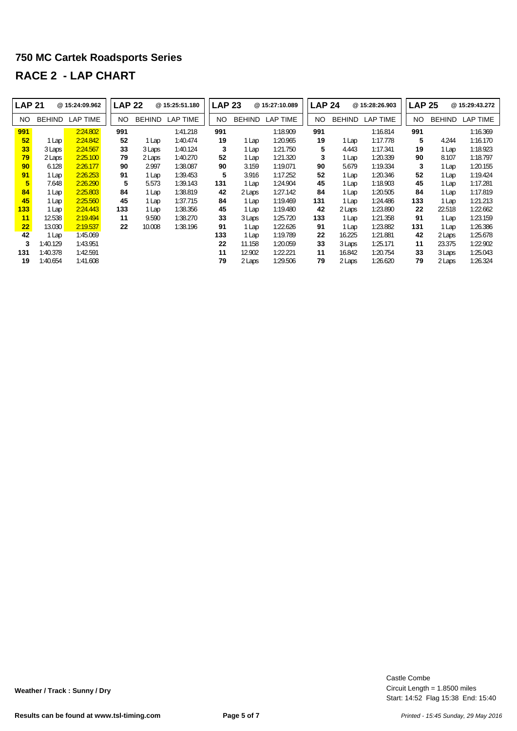# 750 MC Cartek Roadsports Series

## RACE 2 - LAP CHART

| LAP 21 | | @ 15:24:09.962 | LAP 22 | | @ 15:25:51.180 | LAP 23 | | @ 15:27:10.089 | LAP 24 | | @ 15:28:26.903 | LAP 25 | | @ 15:29:43.272 |
|---|---|---|---|---|---|---|---|---|---|---|---|---|---|---|
| NO | BEHIND | LAP TIME | NO | BEHIND | LAP TIME | NO | BEHIND | LAP TIME | NO | BEHIND | LAP TIME | NO | BEHIND | LAP TIME |
| 991 | | 2:24.802 | 991 | | 1:41.218 | 991 | | 1:18.909 | 991 | | 1:16.814 | 991 | | 1:16.369 |
| 52 | 1 Lap | 2:24.842 | 52 | 1 Lap | 1:40.474 | 19 | 1 Lap | 1:20.965 | 19 | 1 Lap | 1:17.778 | 5 | 4.244 | 1:16.170 |
| 33 | 3 Laps | 2:24.567 | 33 | 3 Laps | 1:40.124 | 3 | 1 Lap | 1:21.750 | 5 | 4.443 | 1:17.341 | 19 | 1 Lap | 1:18.923 |
| 79 | 2 Laps | 2:25.100 | 79 | 2 Laps | 1:40.270 | 52 | 1 Lap | 1:21.320 | 3 | 1 Lap | 1:20.339 | 90 | 8.107 | 1:18.797 |
| 90 | 6.128 | 2:26.177 | 90 | 2.997 | 1:38.087 | 90 | 3.159 | 1:19.071 | 90 | 5.679 | 1:19.334 | 3 | 1 Lap | 1:20.155 |
| 91 | 1 Lap | 2:26.253 | 91 | 1 Lap | 1:39.453 | 5 | 3.916 | 1:17.252 | 52 | 1 Lap | 1:20.346 | 52 | 1 Lap | 1:19.424 |
| 5 | 7.648 | 2:26.290 | 5 | 5.573 | 1:39.143 | 131 | 1 Lap | 1:24.904 | 45 | 1 Lap | 1:18.903 | 45 | 1 Lap | 1:17.281 |
| 84 | 1 Lap | 2:25.803 | 84 | 1 Lap | 1:38.819 | 42 | 2 Laps | 1:27.142 | 84 | 1 Lap | 1:20.505 | 84 | 1 Lap | 1:17.819 |
| 45 | 1 Lap | 2:25.560 | 45 | 1 Lap | 1:37.715 | 84 | 1 Lap | 1:19.469 | 131 | 1 Lap | 1:24.486 | 133 | 1 Lap | 1:21.213 |
| 133 | 1 Lap | 2:24.443 | 133 | 1 Lap | 1:38.356 | 45 | 1 Lap | 1:19.480 | 42 | 2 Laps | 1:23.890 | 22 | 22.518 | 1:22.662 |
| 11 | 12.538 | 2:19.494 | 11 | 9.590 | 1:38.270 | 33 | 3 Laps | 1:25.720 | 133 | 1 Lap | 1:21.358 | 91 | 1 Lap | 1:23.159 |
| 22 | 13.030 | 2:19.537 | 22 | 10.008 | 1:38.196 | 91 | 1 Lap | 1:22.626 | 91 | 1 Lap | 1:23.882 | 131 | 1 Lap | 1:26.386 |
| 42 | 1 Lap | 1:45.069 | | | | 133 | 1 Lap | 1:19.789 | 22 | 16.225 | 1:21.881 | 42 | 2 Laps | 1:25.678 |
| 3 | 1:40.129 | 1:43.951 | | | | 22 | 11.158 | 1:20.059 | 33 | 3 Laps | 1:25.171 | 11 | 23.375 | 1:22.902 |
| 131 | 1:40.378 | 1:42.591 | | | | 11 | 12.902 | 1:22.221 | 11 | 16.842 | 1:20.754 | 33 | 3 Laps | 1:25.043 |
| 19 | 1:40.654 | 1:41.608 | | | | 79 | 2 Laps | 1:29.506 | 79 | 2 Laps | 1:26.620 | 79 | 2 Laps | 1:26.324 |

**Weather / Track : Sunny / Dry**

Castle Combe
Circuit Length = 1.8500 miles
Start: 14:52 Flag 15:38 End: 15:40

**Results can be found at www.tsl-timing.com**

*Printed - 15:45 Sunday, 29 May 2016*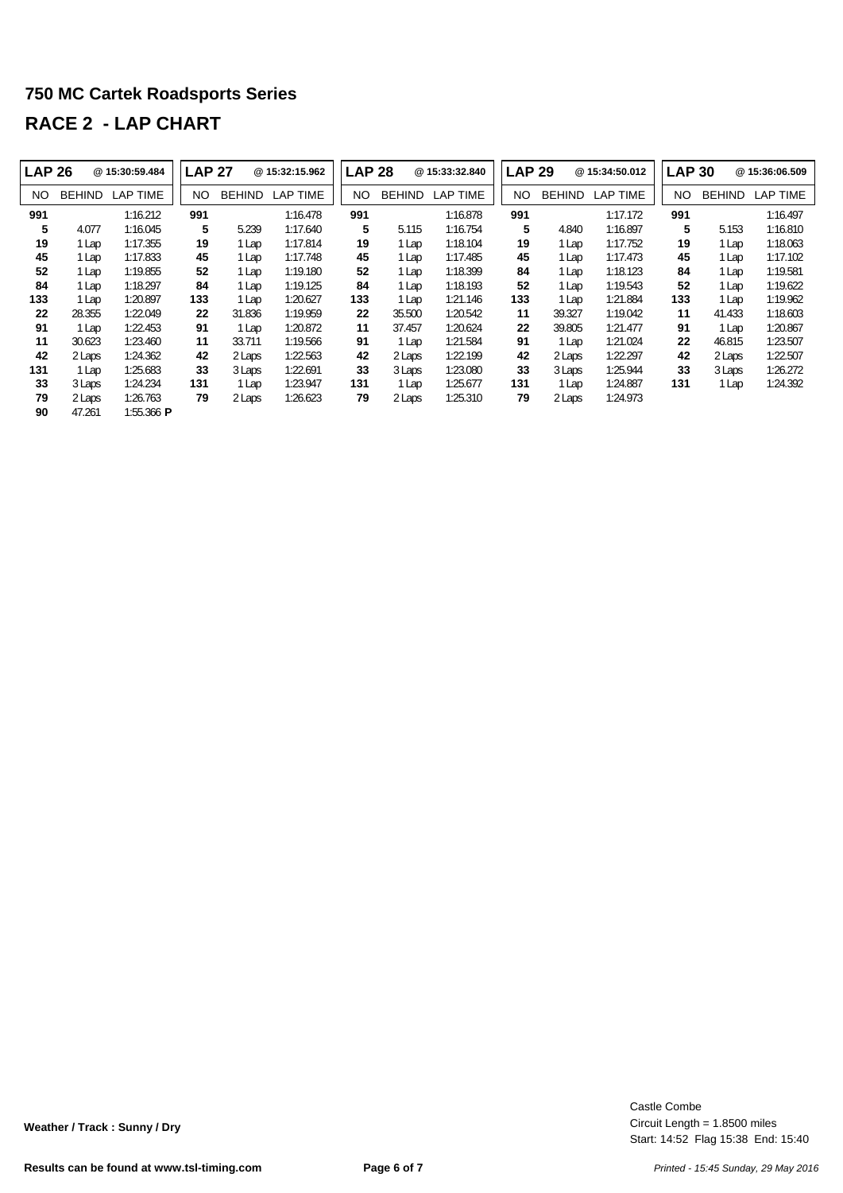# 750 MC Cartek Roadsports Series

## RACE 2 - LAP CHART

| LAP 26 | @ 15:30:59.484 | | LAP 27 | @ 15:32:15.962 | | LAP 28 | @ 15:33:32.840 | | LAP 29 | @ 15:34:50.012 | | LAP 30 | @ 15:36:06.509 | |
|---|---|---|---|---|---|---|---|---|---|---|---|---|---|---|
| NO | BEHIND | LAP TIME | NO | BEHIND | LAP TIME | NO | BEHIND | LAP TIME | NO | BEHIND | LAP TIME | NO | BEHIND | LAP TIME |
| **991** | | 1:16.212 | **991** | | 1:16.478 | **991** | | 1:16.878 | **991** | | 1:17.172 | **991** | | 1:16.497 |
| **5** | 4.077 | 1:16.045 | **5** | 5.239 | 1:17.640 | **5** | 5.115 | 1:16.754 | **5** | 4.840 | 1:16.897 | **5** | 5.153 | 1:16.810 |
| **19** | 1 Lap | 1:17.355 | **19** | 1 Lap | 1:17.814 | **19** | 1 Lap | 1:18.104 | **19** | 1 Lap | 1:17.752 | **19** | 1 Lap | 1:18.063 |
| **45** | 1 Lap | 1:17.833 | **45** | 1 Lap | 1:17.748 | **45** | 1 Lap | 1:17.485 | **45** | 1 Lap | 1:17.473 | **45** | 1 Lap | 1:17.102 |
| **52** | 1 Lap | 1:19.855 | **52** | 1 Lap | 1:19.180 | **52** | 1 Lap | 1:18.399 | **84** | 1 Lap | 1:18.123 | **84** | 1 Lap | 1:19.581 |
| **84** | 1 Lap | 1:18.297 | **84** | 1 Lap | 1:19.125 | **84** | 1 Lap | 1:18.193 | **52** | 1 Lap | 1:19.543 | **52** | 1 Lap | 1:19.622 |
| **133** | 1 Lap | 1:20.897 | **133** | 1 Lap | 1:20.627 | **133** | 1 Lap | 1:21.146 | **133** | 1 Lap | 1:21.884 | **133** | 1 Lap | 1:19.962 |
| **22** | 28.355 | 1:22.049 | **22** | 31.836 | 1:19.959 | **22** | 35.500 | 1:20.542 | **11** | 39.327 | 1:19.042 | **11** | 41.433 | 1:18.603 |
| **91** | 1 Lap | 1:22.453 | **91** | 1 Lap | 1:20.872 | **11** | 37.457 | 1:20.624 | **22** | 39.805 | 1:21.477 | **91** | 1 Lap | 1:20.867 |
| **11** | 30.623 | 1:23.460 | **11** | 33.711 | 1:19.566 | **91** | 1 Lap | 1:21.584 | **91** | 1 Lap | 1:21.024 | **22** | 46.815 | 1:23.507 |
| **42** | 2 Laps | 1:24.362 | **42** | 2 Laps | 1:22.563 | **42** | 2 Laps | 1:22.199 | **42** | 2 Laps | 1:22.297 | **42** | 2 Laps | 1:22.507 |
| **131** | 1 Lap | 1:25.683 | **33** | 3 Laps | 1:22.691 | **33** | 3 Laps | 1:23.080 | **33** | 3 Laps | 1:25.944 | **33** | 3 Laps | 1:26.272 |
| **33** | 3 Laps | 1:24.234 | **131** | 1 Lap | 1:23.947 | **131** | 1 Lap | 1:25.677 | **131** | 1 Lap | 1:24.887 | **131** | 1 Lap | 1:24.392 |
| **79** | 2 Laps | 1:26.763 | **79** | 2 Laps | 1:26.623 | **79** | 2 Laps | 1:25.310 | **79** | 2 Laps | 1:24.973 | | | |
| **90** | 47.261 | 1:55.366 **P** | | | | | | | | | | | | |

**Weather / Track : Sunny / Dry**

Castle Combe
Circuit Length = 1.8500 miles
Start: 14:52 Flag 15:38 End: 15:40

**Results can be found at www.tsl-timing.com**

*Printed - 15:45 Sunday, 29 May 2016*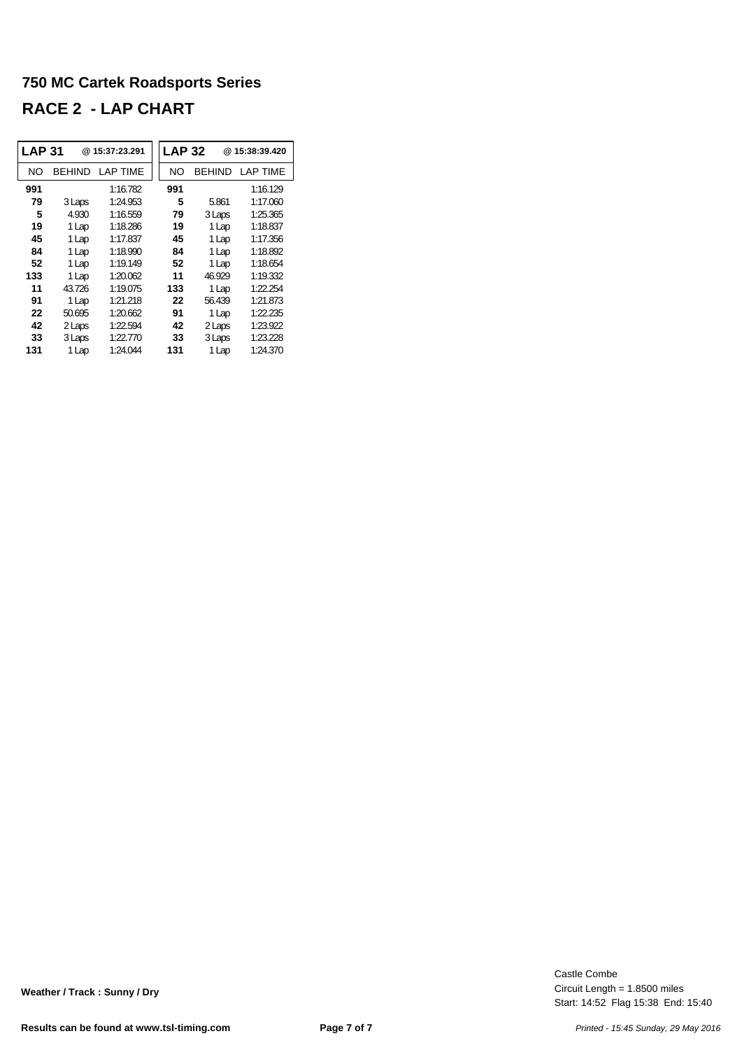# 750 MC Cartek Roadsports Series

## RACE 2 - LAP CHART

| LAP 31 | | @ 15:37:23.291 |
|---|---|---|
| NO | BEHIND | LAP TIME |
| 991 | | 1:16.782 |
| 79 | 3 Laps | 1:24.953 |
| 5 | 4.930 | 1:16.559 |
| 19 | 1 Lap | 1:18.286 |
| 45 | 1 Lap | 1:17.837 |
| 84 | 1 Lap | 1:18.990 |
| 52 | 1 Lap | 1:19.149 |
| 133 | 1 Lap | 1:20.062 |
| 11 | 43.726 | 1:19.075 |
| 91 | 1 Lap | 1:21.218 |
| 22 | 50.695 | 1:20.662 |
| 42 | 2 Laps | 1:22.594 |
| 33 | 3 Laps | 1:22.770 |
| 131 | 1 Lap | 1:24.044 |

| LAP 32 | | @ 15:38:39.420 |
|---|---|---|
| NO | BEHIND | LAP TIME |
| 991 | | 1:16.129 |
| 5 | 5.861 | 1:17.060 |
| 79 | 3 Laps | 1:25.365 |
| 19 | 1 Lap | 1:18.837 |
| 45 | 1 Lap | 1:17.356 |
| 84 | 1 Lap | 1:18.892 |
| 52 | 1 Lap | 1:18.654 |
| 11 | 46.929 | 1:19.332 |
| 133 | 1 Lap | 1:22.254 |
| 22 | 56.439 | 1:21.873 |
| 91 | 1 Lap | 1:22.235 |
| 42 | 2 Laps | 1:23.922 |
| 33 | 3 Laps | 1:23.228 |
| 131 | 1 Lap | 1:24.370 |

**Weather / Track : Sunny / Dry**

Castle Combe
Circuit Length = 1.8500 miles
Start: 14:52 Flag 15:38 End: 15:40

**Results can be found at www.tsl-timing.com**

*Printed - 15:45 Sunday, 29 May 2016*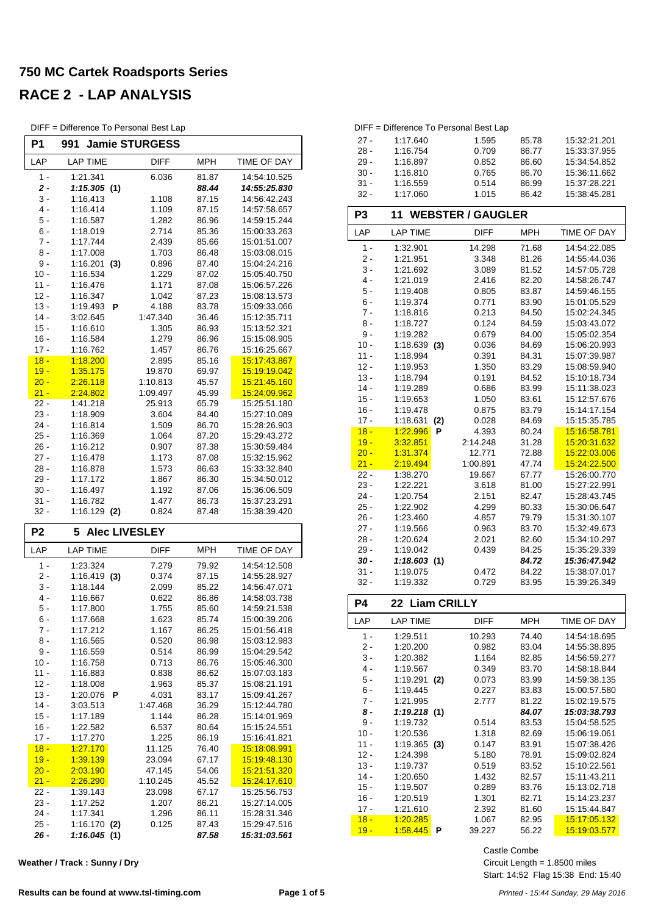# 750 MC Cartek Roadsports Series

## RACE 2 - LAP ANALYSIS

DIFF = Difference To Personal Best Lap

### P1 991 Jamie STURGESS

| LAP | LAP TIME | DIFF | MPH | TIME OF DAY |
|---|---|---|---|---|
| 1 - | 1:21.341 | 6.036 | 81.87 | 14:54:10.525 |
| ***2 -*** | ***1:15.305 (1)*** | | ***88.44*** | ***14:55:25.830*** |
| 3 - | 1:16.413 | 1.108 | 87.15 | 14:56:42.243 |
| 4 - | 1:16.414 | 1.109 | 87.15 | 14:57:58.657 |
| 5 - | 1:16.587 | 1.282 | 86.96 | 14:59:15.244 |
| 6 - | 1:18.019 | 2.714 | 85.36 | 15:00:33.263 |
| 7 - | 1:17.744 | 2.439 | 85.66 | 15:01:51.007 |
| 8 - | 1:17.008 | 1.703 | 86.48 | 15:03:08.015 |
| 9 - | 1:16.201 (3) | 0.896 | 87.40 | 15:04:24.216 |
| 10 - | 1:16.534 | 1.229 | 87.02 | 15:05:40.750 |
| 11 - | 1:16.476 | 1.171 | 87.08 | 15:06:57.226 |
| 12 - | 1:16.347 | 1.042 | 87.23 | 15:08:13.573 |
| 13 - | 1:19.493 **P** | 4.188 | 83.78 | 15:09:33.066 |
| 14 - | 3:02.645 | 1:47.340 | 36.46 | 15:12:35.711 |
| 15 - | 1:16.610 | 1.305 | 86.93 | 15:13:52.321 |
| 16 - | 1:16.584 | 1.279 | 86.96 | 15:15:08.905 |
| 17 - | 1:16.762 | 1.457 | 86.76 | 15:16:25.667 |
| 18 - | 1:18.200 | 2.895 | 85.16 | 15:17:43.867 |
| 19 - | 1:35.175 | 19.870 | 69.97 | 15:19:19.042 |
| 20 - | 2:26.118 | 1:10.813 | 45.57 | 15:21:45.160 |
| 21 - | 2:24.802 | 1:09.497 | 45.99 | 15:24:09.962 |
| 22 - | 1:41.218 | 25.913 | 65.79 | 15:25:51.180 |
| 23 - | 1:18.909 | 3.604 | 84.40 | 15:27:10.089 |
| 24 - | 1:16.814 | 1.509 | 86.70 | 15:28:26.903 |
| 25 - | 1:16.369 | 1.064 | 87.20 | 15:29:43.272 |
| 26 - | 1:16.212 | 0.907 | 87.38 | 15:30:59.484 |
| 27 - | 1:16.478 | 1.173 | 87.08 | 15:32:15.962 |
| 28 - | 1:16.878 | 1.573 | 86.63 | 15:33:32.840 |
| 29 - | 1:17.172 | 1.867 | 86.30 | 15:34:50.012 |
| 30 - | 1:16.497 | 1.192 | 87.06 | 15:36:06.509 |
| 31 - | 1:16.782 | 1.477 | 86.73 | 15:37:23.291 |
| 32 - | 1:16.129 (2) | 0.824 | 87.48 | 15:38:39.420 |

### P2 5 Alec LIVESLEY

| LAP | LAP TIME | DIFF | MPH | TIME OF DAY |
|---|---|---|---|---|
| 1 - | 1:23.324 | 7.279 | 79.92 | 14:54:12.508 |
| 2 - | 1:16.419 (3) | 0.374 | 87.15 | 14:55:28.927 |
| 3 - | 1:18.144 | 2.099 | 85.22 | 14:56:47.071 |
| 4 - | 1:16.667 | 0.622 | 86.86 | 14:58:03.738 |
| 5 - | 1:17.800 | 1.755 | 85.60 | 14:59:21.538 |
| 6 - | 1:17.668 | 1.623 | 85.74 | 15:00:39.206 |
| 7 - | 1:17.212 | 1.167 | 86.25 | 15:01:56.418 |
| 8 - | 1:16.565 | 0.520 | 86.98 | 15:03:12.983 |
| 9 - | 1:16.559 | 0.514 | 86.99 | 15:04:29.542 |
| 10 - | 1:16.758 | 0.713 | 86.76 | 15:05:46.300 |
| 11 - | 1:16.883 | 0.838 | 86.62 | 15:07:03.183 |
| 12 - | 1:18.008 | 1.963 | 85.37 | 15:08:21.191 |
| 13 - | 1:20.076 **P** | 4.031 | 83.17 | 15:09:41.267 |
| 14 - | 3:03.513 | 1:47.468 | 36.29 | 15:12:44.780 |
| 15 - | 1:17.189 | 1.144 | 86.28 | 15:14:01.969 |
| 16 - | 1:22.582 | 6.537 | 80.64 | 15:15:24.551 |
| 17 - | 1:17.270 | 1.225 | 86.19 | 15:16:41.821 |
| 18 - | 1:27.170 | 11.125 | 76.40 | 15:18:08.991 |
| 19 - | 1:39.139 | 23.094 | 67.17 | 15:19:48.130 |
| 20 - | 2:03.190 | 47.145 | 54.06 | 15:21:51.320 |
| 21 - | 2:26.290 | 1:10.245 | 45.52 | 15:24:17.610 |
| 22 - | 1:39.143 | 23.098 | 67.17 | 15:25:56.753 |
| 23 - | 1:17.252 | 1.207 | 86.21 | 15:27:14.005 |
| 24 - | 1:17.341 | 1.296 | 86.11 | 15:28:31.346 |
| 25 - | 1:16.170 (2) | 0.125 | 87.43 | 15:29:47.516 |
| ***26 -*** | ***1:16.045 (1)*** | | ***87.58*** | ***15:31:03.561*** |
| 27 - | 1:17.640 | 1.595 | 85.78 | 15:32:21.201 |
| 28 - | 1:16.754 | 0.709 | 86.77 | 15:33:37.955 |
| 29 - | 1:16.897 | 0.852 | 86.60 | 15:34:54.852 |
| 30 - | 1:16.810 | 0.765 | 86.70 | 15:36:11.662 |
| 31 - | 1:16.559 | 0.514 | 86.99 | 15:37:28.221 |
| 32 - | 1:17.060 | 1.015 | 86.42 | 15:38:45.281 |

### P3 11 WEBSTER / GAUGLER

| LAP | LAP TIME | DIFF | MPH | TIME OF DAY |
|---|---|---|---|---|
| 1 - | 1:32.901 | 14.298 | 71.68 | 14:54:22.085 |
| 2 - | 1:21.951 | 3.348 | 81.26 | 14:55:44.036 |
| 3 - | 1:21.692 | 3.089 | 81.52 | 14:57:05.728 |
| 4 - | 1:21.019 | 2.416 | 82.20 | 14:58:26.747 |
| 5 - | 1:19.408 | 0.805 | 83.87 | 14:59:46.155 |
| 6 - | 1:19.374 | 0.771 | 83.90 | 15:01:05.529 |
| 7 - | 1:18.816 | 0.213 | 84.50 | 15:02:24.345 |
| 8 - | 1:18.727 | 0.124 | 84.59 | 15:03:43.072 |
| 9 - | 1:19.282 | 0.679 | 84.00 | 15:05:02.354 |
| 10 - | 1:18.639 (3) | 0.036 | 84.69 | 15:06:20.993 |
| 11 - | 1:18.994 | 0.391 | 84.31 | 15:07:39.987 |
| 12 - | 1:19.953 | 1.350 | 83.29 | 15:08:59.940 |
| 13 - | 1:18.794 | 0.191 | 84.52 | 15:10:18.734 |
| 14 - | 1:19.289 | 0.686 | 83.99 | 15:11:38.023 |
| 15 - | 1:19.653 | 1.050 | 83.61 | 15:12:57.676 |
| 16 - | 1:19.478 | 0.875 | 83.79 | 15:14:17.154 |
| 17 - | 1:18.631 (2) | 0.028 | 84.69 | 15:15:35.785 |
| 18 - | 1:22.996 **P** | 4.393 | 80.24 | 15:16:58.781 |
| 19 - | 3:32.851 | 2:14.248 | 31.28 | 15:20:31.632 |
| 20 - | 1:31.374 | 12.771 | 72.88 | 15:22:03.006 |
| 21 - | 2:19.494 | 1:00.891 | 47.74 | 15:24:22.500 |
| 22 - | 1:38.270 | 19.667 | 67.77 | 15:26:00.770 |
| 23 - | 1:22.221 | 3.618 | 81.00 | 15:27:22.991 |
| 24 - | 1:20.754 | 2.151 | 82.47 | 15:28:43.745 |
| 25 - | 1:22.902 | 4.299 | 80.33 | 15:30:06.647 |
| 26 - | 1:23.460 | 4.857 | 79.79 | 15:31:30.107 |
| 27 - | 1:19.566 | 0.963 | 83.70 | 15:32:49.673 |
| 28 - | 1:20.624 | 2.021 | 82.60 | 15:34:10.297 |
| 29 - | 1:19.042 | 0.439 | 84.25 | 15:35:29.339 |
| ***30 -*** | ***1:18.603 (1)*** | | ***84.72*** | ***15:36:47.942*** |
| 31 - | 1:19.075 | 0.472 | 84.22 | 15:38:07.017 |
| 32 - | 1:19.332 | 0.729 | 83.95 | 15:39:26.349 |

### P4 22 Liam CRILLY

| LAP | LAP TIME | DIFF | MPH | TIME OF DAY |
|---|---|---|---|---|
| 1 - | 1:29.511 | 10.293 | 74.40 | 14:54:18.695 |
| 2 - | 1:20.200 | 0.982 | 83.04 | 14:55:38.895 |
| 3 - | 1:20.382 | 1.164 | 82.85 | 14:56:59.277 |
| 4 - | 1:19.567 | 0.349 | 83.70 | 14:58:18.844 |
| 5 - | 1:19.291 (2) | 0.073 | 83.99 | 14:59:38.135 |
| 6 - | 1:19.445 | 0.227 | 83.83 | 15:00:57.580 |
| 7 - | 1:21.995 | 2.777 | 81.22 | 15:02:19.575 |
| ***8 -*** | ***1:19.218 (1)*** | | ***84.07*** | ***15:03:38.793*** |
| 9 - | 1:19.732 | 0.514 | 83.53 | 15:04:58.525 |
| 10 - | 1:20.536 | 1.318 | 82.69 | 15:06:19.061 |
| 11 - | 1:19.365 (3) | 0.147 | 83.91 | 15:07:38.426 |
| 12 - | 1:24.398 | 5.180 | 78.91 | 15:09:02.824 |
| 13 - | 1:19.737 | 0.519 | 83.52 | 15:10:22.561 |
| 14 - | 1:20.650 | 1.432 | 82.57 | 15:11:43.211 |
| 15 - | 1:19.507 | 0.289 | 83.76 | 15:13:02.718 |
| 16 - | 1:20.519 | 1.301 | 82.71 | 15:14:23.237 |
| 17 - | 1:21.610 | 2.392 | 81.60 | 15:15:44.847 |
| 18 - | 1:20.285 | 1.067 | 82.95 | 15:17:05.132 |
| 19 - | 1:58.445 **P** | 39.227 | 56.22 | 15:19:03.577 |

**Weather / Track : Sunny / Dry**

Castle Combe
Circuit Length = 1.8500 miles
Start: 14:52 Flag 15:38 End: 15:40

**Results can be found at www.tsl-timing.com**

*Printed - 15:44 Sunday, 29 May 2016*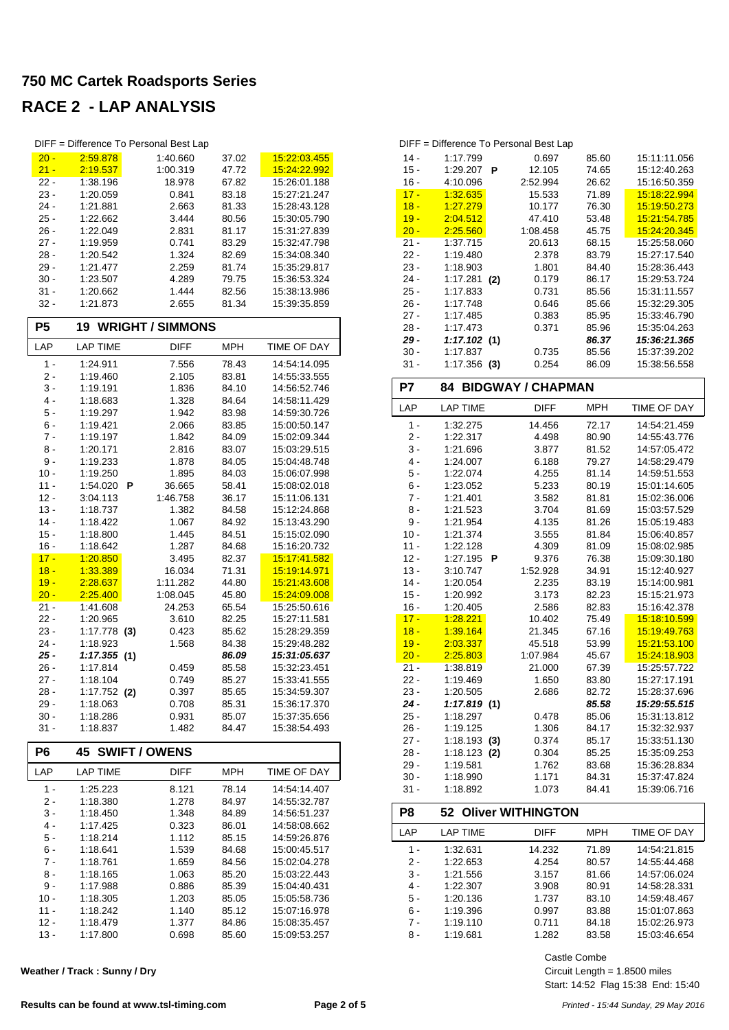# 750 MC Cartek Roadsports Series

## RACE 2 - LAP ANALYSIS

DIFF = Difference To Personal Best Lap

| LAP | LAP TIME | DIFF | MPH | TIME OF DAY |
|---|---|---|---|---|
| 20 - | 2:59.878 | 1:40.660 | 37.02 | 15:22:03.455 |
| 21 - | 2:19.537 | 1:00.319 | 47.72 | 15:24:22.992 |
| 22 - | 1:38.196 | 18.978 | 67.82 | 15:26:01.188 |
| 23 - | 1:20.059 | 0.841 | 83.18 | 15:27:21.247 |
| 24 - | 1:21.881 | 2.663 | 81.33 | 15:28:43.128 |
| 25 - | 1:22.662 | 3.444 | 80.56 | 15:30:05.790 |
| 26 - | 1:22.049 | 2.831 | 81.17 | 15:31:27.839 |
| 27 - | 1:19.959 | 0.741 | 83.29 | 15:32:47.798 |
| 28 - | 1:20.542 | 1.324 | 82.69 | 15:34:08.340 |
| 29 - | 1:21.477 | 2.259 | 81.74 | 15:35:29.817 |
| 30 - | 1:23.507 | 4.289 | 79.75 | 15:36:53.324 |
| 31 - | 1:20.662 | 1.444 | 82.56 | 15:38:13.986 |
| 32 - | 1:21.873 | 2.655 | 81.34 | 15:39:35.859 |

### P5 19 WRIGHT / SIMMONS

| LAP | LAP TIME | DIFF | MPH | TIME OF DAY |
|---|---|---|---|---|
| 1 - | 1:24.911 | 7.556 | 78.43 | 14:54:14.095 |
| 2 - | 1:19.460 | 2.105 | 83.81 | 14:55:33.555 |
| 3 - | 1:19.191 | 1.836 | 84.10 | 14:56:52.746 |
| 4 - | 1:18.683 | 1.328 | 84.64 | 14:58:11.429 |
| 5 - | 1:19.297 | 1.942 | 83.98 | 14:59:30.726 |
| 6 - | 1:19.421 | 2.066 | 83.85 | 15:00:50.147 |
| 7 - | 1:19.197 | 1.842 | 84.09 | 15:02:09.344 |
| 8 - | 1:20.171 | 2.816 | 83.07 | 15:03:29.515 |
| 9 - | 1:19.233 | 1.878 | 84.05 | 15:04:48.748 |
| 10 - | 1:19.250 | 1.895 | 84.03 | 15:06:07.998 |
| 11 - | 1:54.020 **P** | 36.665 | 58.41 | 15:08:02.018 |
| 12 - | 3:04.113 | 1:46.758 | 36.17 | 15:11:06.131 |
| 13 - | 1:18.737 | 1.382 | 84.58 | 15:12:24.868 |
| 14 - | 1:18.422 | 1.067 | 84.92 | 15:13:43.290 |
| 15 - | 1:18.800 | 1.445 | 84.51 | 15:15:02.090 |
| 16 - | 1:18.642 | 1.287 | 84.68 | 15:16:20.732 |
| 17 - | 1:20.850 | 3.495 | 82.37 | 15:17:41.582 |
| 18 - | 1:33.389 | 16.034 | 71.31 | 15:19:14.971 |
| 19 - | 2:28.637 | 1:11.282 | 44.80 | 15:21:43.608 |
| 20 - | 2:25.400 | 1:08.045 | 45.80 | 15:24:09.008 |
| 21 - | 1:41.608 | 24.253 | 65.54 | 15:25:50.616 |
| 22 - | 1:20.965 | 3.610 | 82.25 | 15:27:11.581 |
| 23 - | 1:17.778 **(3)** | 0.423 | 85.62 | 15:28:29.359 |
| 24 - | 1:18.923 | 1.568 | 84.38 | 15:29:48.282 |
| ***25 -*** | ***1:17.355*** **(1)** | | ***86.09*** | ***15:31:05.637*** |
| 26 - | 1:17.814 | 0.459 | 85.58 | 15:32:23.451 |
| 27 - | 1:18.104 | 0.749 | 85.27 | 15:33:41.555 |
| 28 - | 1:17.752 **(2)** | 0.397 | 85.65 | 15:34:59.307 |
| 29 - | 1:18.063 | 0.708 | 85.31 | 15:36:17.370 |
| 30 - | 1:18.286 | 0.931 | 85.07 | 15:37:35.656 |
| 31 - | 1:18.837 | 1.482 | 84.47 | 15:38:54.493 |

### P6 45 SWIFT / OWENS

| LAP | LAP TIME | DIFF | MPH | TIME OF DAY |
|---|---|---|---|---|
| 1 - | 1:25.223 | 8.121 | 78.14 | 14:54:14.407 |
| 2 - | 1:18.380 | 1.278 | 84.97 | 14:55:32.787 |
| 3 - | 1:18.450 | 1.348 | 84.89 | 14:56:51.237 |
| 4 - | 1:17.425 | 0.323 | 86.01 | 14:58:08.662 |
| 5 - | 1:18.214 | 1.112 | 85.15 | 14:59:26.876 |
| 6 - | 1:18.641 | 1.539 | 84.68 | 15:00:45.517 |
| 7 - | 1:18.761 | 1.659 | 84.56 | 15:02:04.278 |
| 8 - | 1:18.165 | 1.063 | 85.20 | 15:03:22.443 |
| 9 - | 1:17.988 | 0.886 | 85.39 | 15:04:40.431 |
| 10 - | 1:18.305 | 1.203 | 85.05 | 15:05:58.736 |
| 11 - | 1:18.242 | 1.140 | 85.12 | 15:07:16.978 |
| 12 - | 1:18.479 | 1.377 | 84.86 | 15:08:35.457 |
| 13 - | 1:17.800 | 0.698 | 85.60 | 15:09:53.257 |
| 14 - | 1:17.799 | 0.697 | 85.60 | 15:11:11.056 |
| 15 - | 1:29.207 **P** | 12.105 | 74.65 | 15:12:40.263 |
| 16 - | 4:10.096 | 2:52.994 | 26.62 | 15:16:50.359 |
| 17 - | 1:32.635 | 15.533 | 71.89 | 15:18:22.994 |
| 18 - | 1:27.279 | 10.177 | 76.30 | 15:19:50.273 |
| 19 - | 2:04.512 | 47.410 | 53.48 | 15:21:54.785 |
| 20 - | 2:25.560 | 1:08.458 | 45.75 | 15:24:20.345 |
| 21 - | 1:37.715 | 20.613 | 68.15 | 15:25:58.060 |
| 22 - | 1:19.480 | 2.378 | 83.79 | 15:27:17.540 |
| 23 - | 1:18.903 | 1.801 | 84.40 | 15:28:36.443 |
| 24 - | 1:17.281 **(2)** | 0.179 | 86.17 | 15:29:53.724 |
| 25 - | 1:17.833 | 0.731 | 85.56 | 15:31:11.557 |
| 26 - | 1:17.748 | 0.646 | 85.66 | 15:32:29.305 |
| 27 - | 1:17.485 | 0.383 | 85.95 | 15:33:46.790 |
| 28 - | 1:17.473 | 0.371 | 85.96 | 15:35:04.263 |
| ***29 -*** | ***1:17.102*** **(1)** | | ***86.37*** | ***15:36:21.365*** |
| 30 - | 1:17.837 | 0.735 | 85.56 | 15:37:39.202 |
| 31 - | 1:17.356 **(3)** | 0.254 | 86.09 | 15:38:56.558 |

### P7 84 BIDGWAY / CHAPMAN

| LAP | LAP TIME | DIFF | MPH | TIME OF DAY |
|---|---|---|---|---|
| 1 - | 1:32.275 | 14.456 | 72.17 | 14:54:21.459 |
| 2 - | 1:22.317 | 4.498 | 80.90 | 14:55:43.776 |
| 3 - | 1:21.696 | 3.877 | 81.52 | 14:57:05.472 |
| 4 - | 1:24.007 | 6.188 | 79.27 | 14:58:29.479 |
| 5 - | 1:22.074 | 4.255 | 81.14 | 14:59:51.553 |
| 6 - | 1:23.052 | 5.233 | 80.19 | 15:01:14.605 |
| 7 - | 1:21.401 | 3.582 | 81.81 | 15:02:36.006 |
| 8 - | 1:21.523 | 3.704 | 81.69 | 15:03:57.529 |
| 9 - | 1:21.954 | 4.135 | 81.26 | 15:05:19.483 |
| 10 - | 1:21.374 | 3.555 | 81.84 | 15:06:40.857 |
| 11 - | 1:22.128 | 4.309 | 81.09 | 15:08:02.985 |
| 12 - | 1:27.195 **P** | 9.376 | 76.38 | 15:09:30.180 |
| 13 - | 3:10.747 | 1:52.928 | 34.91 | 15:12:40.927 |
| 14 - | 1:20.054 | 2.235 | 83.19 | 15:14:00.981 |
| 15 - | 1:20.992 | 3.173 | 82.23 | 15:15:21.973 |
| 16 - | 1:20.405 | 2.586 | 82.83 | 15:16:42.378 |
| 17 - | 1:28.221 | 10.402 | 75.49 | 15:18:10.599 |
| 18 - | 1:39.164 | 21.345 | 67.16 | 15:19:49.763 |
| 19 - | 2:03.337 | 45.518 | 53.99 | 15:21:53.100 |
| 20 - | 2:25.803 | 1:07.984 | 45.67 | 15:24:18.903 |
| 21 - | 1:38.819 | 21.000 | 67.39 | 15:25:57.722 |
| 22 - | 1:19.469 | 1.650 | 83.80 | 15:27:17.191 |
| 23 - | 1:20.505 | 2.686 | 82.72 | 15:28:37.696 |
| ***24 -*** | ***1:17.819*** **(1)** | | ***85.58*** | ***15:29:55.515*** |
| 25 - | 1:18.297 | 0.478 | 85.06 | 15:31:13.812 |
| 26 - | 1:19.125 | 1.306 | 84.17 | 15:32:32.937 |
| 27 - | 1:18.193 **(3)** | 0.374 | 85.17 | 15:33:51.130 |
| 28 - | 1:18.123 **(2)** | 0.304 | 85.25 | 15:35:09.253 |
| 29 - | 1:19.581 | 1.762 | 83.68 | 15:36:28.834 |
| 30 - | 1:18.990 | 1.171 | 84.31 | 15:37:47.824 |
| 31 - | 1:18.892 | 1.073 | 84.41 | 15:39:06.716 |

### P8 52 Oliver WITHINGTON

| LAP | LAP TIME | DIFF | MPH | TIME OF DAY |
|---|---|---|---|---|
| 1 - | 1:32.631 | 14.232 | 71.89 | 14:54:21.815 |
| 2 - | 1:22.653 | 4.254 | 80.57 | 14:55:44.468 |
| 3 - | 1:21.556 | 3.157 | 81.66 | 14:57:06.024 |
| 4 - | 1:22.307 | 3.908 | 80.91 | 14:58:28.331 |
| 5 - | 1:20.136 | 1.737 | 83.10 | 14:59:48.467 |
| 6 - | 1:19.396 | 0.997 | 83.88 | 15:01:07.863 |
| 7 - | 1:19.110 | 0.711 | 84.18 | 15:02:26.973 |
| 8 - | 1:19.681 | 1.282 | 83.58 | 15:03:46.654 |

**Weather / Track : Sunny / Dry**

Castle Combe
Circuit Length = 1.8500 miles
Start: 14:52 Flag 15:38 End: 15:40

**Results can be found at www.tsl-timing.com**

*Printed - 15:44 Sunday, 29 May 2016*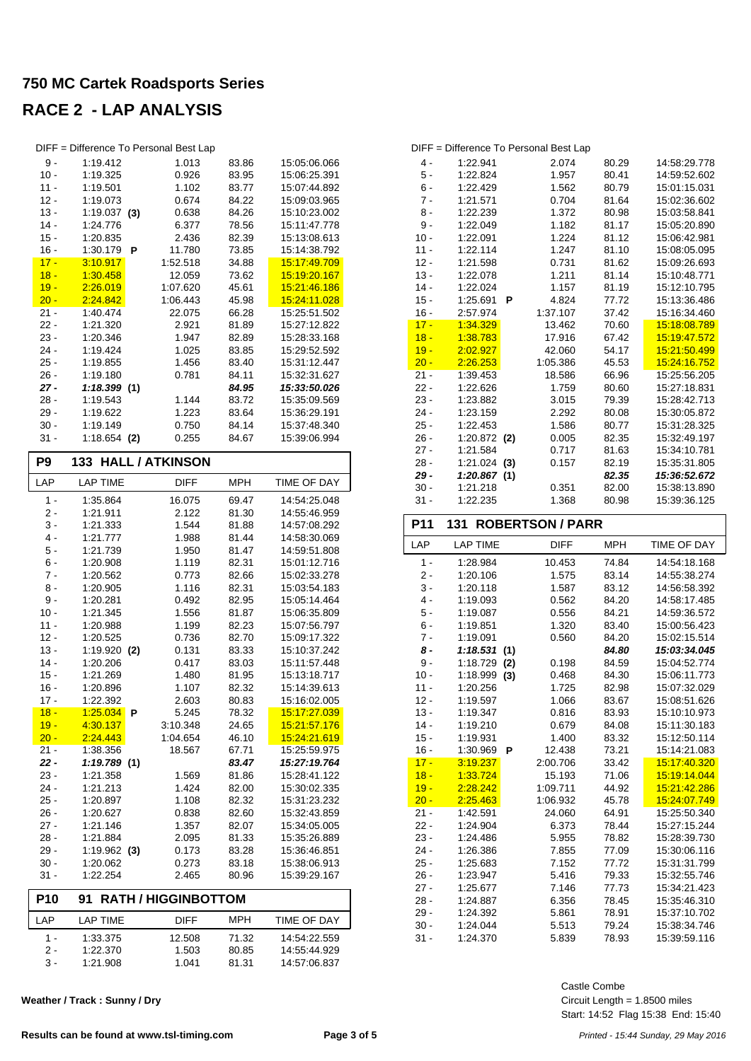# 750 MC Cartek Roadsports Series

## RACE 2 - LAP ANALYSIS

DIFF = Difference To Personal Best Lap

| LAP | LAP TIME | DIFF | MPH | TIME OF DAY |
|---|---|---|---|---|
| 9 - | 1:19.412 | 1.013 | 83.86 | 15:05:06.066 |
| 10 - | 1:19.325 | 0.926 | 83.95 | 15:06:25.391 |
| 11 - | 1:19.501 | 1.102 | 83.77 | 15:07:44.892 |
| 12 - | 1:19.073 | 0.674 | 84.22 | 15:09:03.965 |
| 13 - | 1:19.037 **(3)** | 0.638 | 84.26 | 15:10:23.002 |
| 14 - | 1:24.776 | 6.377 | 78.56 | 15:11:47.778 |
| 15 - | 1:20.835 | 2.436 | 82.39 | 15:13:08.613 |
| 16 - | 1:30.179 **P** | 11.780 | 73.85 | 15:14:38.792 |
| 17 - | 3:10.917 | 1:52.518 | 34.88 | 15:17:49.709 |
| 18 - | 1:30.458 | 12.059 | 73.62 | 15:19:20.167 |
| 19 - | 2:26.019 | 1:07.620 | 45.61 | 15:21:46.186 |
| 20 - | 2:24.842 | 1:06.443 | 45.98 | 15:24:11.028 |
| 21 - | 1:40.474 | 22.075 | 66.28 | 15:25:51.502 |
| 22 - | 1:21.320 | 2.921 | 81.89 | 15:27:12.822 |
| 23 - | 1:20.346 | 1.947 | 82.89 | 15:28:33.168 |
| 24 - | 1:19.424 | 1.025 | 83.85 | 15:29:52.592 |
| 25 - | 1:19.855 | 1.456 | 83.40 | 15:31:12.447 |
| 26 - | 1:19.180 | 0.781 | 84.11 | 15:32:31.627 |
| ***27 -*** | ***1:18.399 (1)*** | | ***84.95*** | ***15:33:50.026*** |
| 28 - | 1:19.543 | 1.144 | 83.72 | 15:35:09.569 |
| 29 - | 1:19.622 | 1.223 | 83.64 | 15:36:29.191 |
| 30 - | 1:19.149 | 0.750 | 84.14 | 15:37:48.340 |
| 31 - | 1:18.654 **(2)** | 0.255 | 84.67 | 15:39:06.994 |

### P9 133 HALL / ATKINSON

| LAP | LAP TIME | DIFF | MPH | TIME OF DAY |
|---|---|---|---|---|
| 1 - | 1:35.864 | 16.075 | 69.47 | 14:54:25.048 |
| 2 - | 1:21.911 | 2.122 | 81.30 | 14:55:46.959 |
| 3 - | 1:21.333 | 1.544 | 81.88 | 14:57:08.292 |
| 4 - | 1:21.777 | 1.988 | 81.44 | 14:58:30.069 |
| 5 - | 1:21.739 | 1.950 | 81.47 | 14:59:51.808 |
| 6 - | 1:20.908 | 1.119 | 82.31 | 15:01:12.716 |
| 7 - | 1:20.562 | 0.773 | 82.66 | 15:02:33.278 |
| 8 - | 1:20.905 | 1.116 | 82.31 | 15:03:54.183 |
| 9 - | 1:20.281 | 0.492 | 82.95 | 15:05:14.464 |
| 10 - | 1:21.345 | 1.556 | 81.87 | 15:06:35.809 |
| 11 - | 1:20.988 | 1.199 | 82.23 | 15:07:56.797 |
| 12 - | 1:20.525 | 0.736 | 82.70 | 15:09:17.322 |
| 13 - | 1:19.920 **(2)** | 0.131 | 83.33 | 15:10:37.242 |
| 14 - | 1:20.206 | 0.417 | 83.03 | 15:11:57.448 |
| 15 - | 1:21.269 | 1.480 | 81.95 | 15:13:18.717 |
| 16 - | 1:20.896 | 1.107 | 82.32 | 15:14:39.613 |
| 17 - | 1:22.392 | 2.603 | 80.83 | 15:16:02.005 |
| 18 - | 1:25.034 **P** | 5.245 | 78.32 | 15:17:27.039 |
| 19 - | 4:30.137 | 3:10.348 | 24.65 | 15:21:57.176 |
| 20 - | 2:24.443 | 1:04.654 | 46.10 | 15:24:21.619 |
| 21 - | 1:38.356 | 18.567 | 67.71 | 15:25:59.975 |
| ***22 -*** | ***1:19.789 (1)*** | | ***83.47*** | ***15:27:19.764*** |
| 23 - | 1:21.358 | 1.569 | 81.86 | 15:28:41.122 |
| 24 - | 1:21.213 | 1.424 | 82.00 | 15:30:02.335 |
| 25 - | 1:20.897 | 1.108 | 82.32 | 15:31:23.232 |
| 26 - | 1:20.627 | 0.838 | 82.60 | 15:32:43.859 |
| 27 - | 1:21.146 | 1.357 | 82.07 | 15:34:05.005 |
| 28 - | 1:21.884 | 2.095 | 81.33 | 15:35:26.889 |
| 29 - | 1:19.962 **(3)** | 0.173 | 83.28 | 15:36:46.851 |
| 30 - | 1:20.062 | 0.273 | 83.18 | 15:38:06.913 |
| 31 - | 1:22.254 | 2.465 | 80.96 | 15:39:29.167 |

### P10 91 RATH / HIGGINBOTTOM

| LAP | LAP TIME | DIFF | MPH | TIME OF DAY |
|---|---|---|---|---|
| 1 - | 1:33.375 | 12.508 | 71.32 | 14:54:22.559 |
| 2 - | 1:22.370 | 1.503 | 80.85 | 14:55:44.929 |
| 3 - | 1:21.908 | 1.041 | 81.31 | 14:57:06.837 |
| 4 - | 1:22.941 | 2.074 | 80.29 | 14:58:29.778 |
| 5 - | 1:22.824 | 1.957 | 80.41 | 14:59:52.602 |
| 6 - | 1:22.429 | 1.562 | 80.79 | 15:01:15.031 |
| 7 - | 1:21.571 | 0.704 | 81.64 | 15:02:36.602 |
| 8 - | 1:22.239 | 1.372 | 80.98 | 15:03:58.841 |
| 9 - | 1:22.049 | 1.182 | 81.17 | 15:05:20.890 |
| 10 - | 1:22.091 | 1.224 | 81.12 | 15:06:42.981 |
| 11 - | 1:22.114 | 1.247 | 81.10 | 15:08:05.095 |
| 12 - | 1:21.598 | 0.731 | 81.62 | 15:09:26.693 |
| 13 - | 1:22.078 | 1.211 | 81.14 | 15:10:48.771 |
| 14 - | 1:22.024 | 1.157 | 81.19 | 15:12:10.795 |
| 15 - | 1:25.691 **P** | 4.824 | 77.72 | 15:13:36.486 |
| 16 - | 2:57.974 | 1:37.107 | 37.42 | 15:16:34.460 |
| 17 - | 1:34.329 | 13.462 | 70.60 | 15:18:08.789 |
| 18 - | 1:38.783 | 17.916 | 67.42 | 15:19:47.572 |
| 19 - | 2:02.927 | 42.060 | 54.17 | 15:21:50.499 |
| 20 - | 2:26.253 | 1:05.386 | 45.53 | 15:24:16.752 |
| 21 - | 1:39.453 | 18.586 | 66.96 | 15:25:56.205 |
| 22 - | 1:22.626 | 1.759 | 80.60 | 15:27:18.831 |
| 23 - | 1:23.882 | 3.015 | 79.39 | 15:28:42.713 |
| 24 - | 1:23.159 | 2.292 | 80.08 | 15:30:05.872 |
| 25 - | 1:22.453 | 1.586 | 80.77 | 15:31:28.325 |
| 26 - | 1:20.872 **(2)** | 0.005 | 82.35 | 15:32:49.197 |
| 27 - | 1:21.584 | 0.717 | 81.63 | 15:34:10.781 |
| 28 - | 1:21.024 **(3)** | 0.157 | 82.19 | 15:35:31.805 |
| ***29 -*** | ***1:20.867 (1)*** | | ***82.35*** | ***15:36:52.672*** |
| 30 - | 1:21.218 | 0.351 | 82.00 | 15:38:13.890 |
| 31 - | 1:22.235 | 1.368 | 80.98 | 15:39:36.125 |

### P11 131 ROBERTSON / PARR

| LAP | LAP TIME | DIFF | MPH | TIME OF DAY |
|---|---|---|---|---|
| 1 - | 1:28.984 | 10.453 | 74.84 | 14:54:18.168 |
| 2 - | 1:20.106 | 1.575 | 83.14 | 14:55:38.274 |
| 3 - | 1:20.118 | 1.587 | 83.12 | 14:56:58.392 |
| 4 - | 1:19.093 | 0.562 | 84.20 | 14:58:17.485 |
| 5 - | 1:19.087 | 0.556 | 84.21 | 14:59:36.572 |
| 6 - | 1:19.851 | 1.320 | 83.40 | 15:00:56.423 |
| 7 - | 1:19.091 | 0.560 | 84.20 | 15:02:15.514 |
| ***8 -*** | ***1:18.531 (1)*** | | ***84.80*** | ***15:03:34.045*** |
| 9 - | 1:18.729 **(2)** | 0.198 | 84.59 | 15:04:52.774 |
| 10 - | 1:18.999 **(3)** | 0.468 | 84.30 | 15:06:11.773 |
| 11 - | 1:20.256 | 1.725 | 82.98 | 15:07:32.029 |
| 12 - | 1:19.597 | 1.066 | 83.67 | 15:08:51.626 |
| 13 - | 1:19.347 | 0.816 | 83.93 | 15:10:10.973 |
| 14 - | 1:19.210 | 0.679 | 84.08 | 15:11:30.183 |
| 15 - | 1:19.931 | 1.400 | 83.32 | 15:12:50.114 |
| 16 - | 1:30.969 **P** | 12.438 | 73.21 | 15:14:21.083 |
| 17 - | 3:19.237 | 2:00.706 | 33.42 | 15:17:40.320 |
| 18 - | 1:33.724 | 15.193 | 71.06 | 15:19:14.044 |
| 19 - | 2:28.242 | 1:09.711 | 44.92 | 15:21:42.286 |
| 20 - | 2:25.463 | 1:06.932 | 45.78 | 15:24:07.749 |
| 21 - | 1:42.591 | 24.060 | 64.91 | 15:25:50.340 |
| 22 - | 1:24.904 | 6.373 | 78.44 | 15:27:15.244 |
| 23 - | 1:24.486 | 5.955 | 78.82 | 15:28:39.730 |
| 24 - | 1:26.386 | 7.855 | 77.09 | 15:30:06.116 |
| 25 - | 1:25.683 | 7.152 | 77.72 | 15:31:31.799 |
| 26 - | 1:23.947 | 5.416 | 79.33 | 15:32:55.746 |
| 27 - | 1:25.677 | 7.146 | 77.73 | 15:34:21.423 |
| 28 - | 1:24.887 | 6.356 | 78.45 | 15:35:46.310 |
| 29 - | 1:24.392 | 5.861 | 78.91 | 15:37:10.702 |
| 30 - | 1:24.044 | 5.513 | 79.24 | 15:38:34.746 |
| 31 - | 1:24.370 | 5.839 | 78.93 | 15:39:59.116 |

**Weather / Track : Sunny / Dry**

Castle Combe
Circuit Length = 1.8500 miles
Start: 14:52 Flag 15:38 End: 15:40

**Results can be found at www.tsl-timing.com**

*Printed - 15:44 Sunday, 29 May 2016*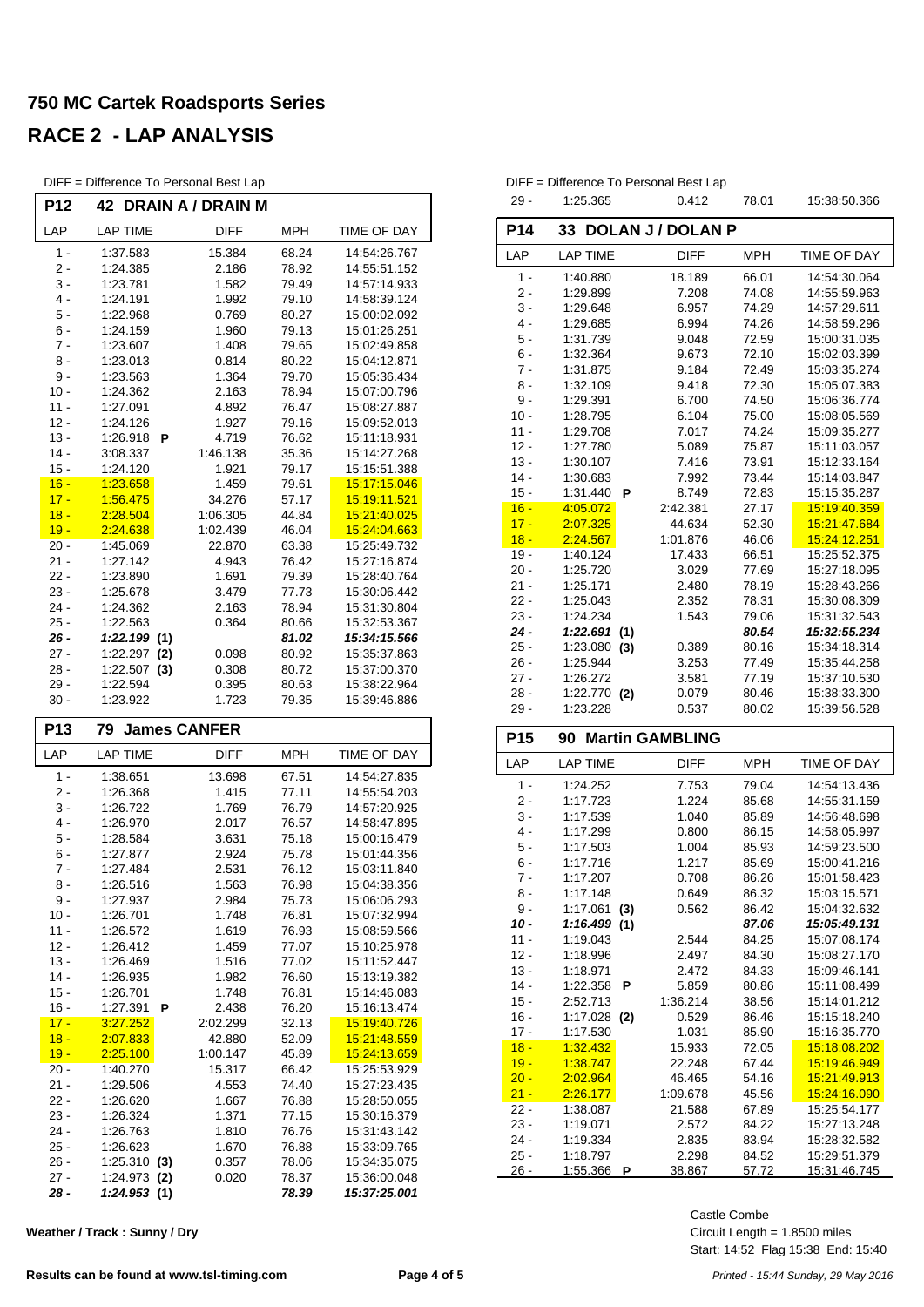# 750 MC Cartek Roadsports Series

## RACE 2 - LAP ANALYSIS

DIFF = Difference To Personal Best Lap

### P12 42 DRAIN A / DRAIN M

| LAP | LAP TIME | DIFF | MPH | TIME OF DAY |
|---|---|---|---|---|
| 1 - | 1:37.583 | 15.384 | 68.24 | 14:54:26.767 |
| 2 - | 1:24.385 | 2.186 | 78.92 | 14:55:51.152 |
| 3 - | 1:23.781 | 1.582 | 79.49 | 14:57:14.933 |
| 4 - | 1:24.191 | 1.992 | 79.10 | 14:58:39.124 |
| 5 - | 1:22.968 | 0.769 | 80.27 | 15:00:02.092 |
| 6 - | 1:24.159 | 1.960 | 79.13 | 15:01:26.251 |
| 7 - | 1:23.607 | 1.408 | 79.65 | 15:02:49.858 |
| 8 - | 1:23.013 | 0.814 | 80.22 | 15:04:12.871 |
| 9 - | 1:23.563 | 1.364 | 79.70 | 15:05:36.434 |
| 10 - | 1:24.362 | 2.163 | 78.94 | 15:07:00.796 |
| 11 - | 1:27.091 | 4.892 | 76.47 | 15:08:27.887 |
| 12 - | 1:24.126 | 1.927 | 79.16 | 15:09:52.013 |
| 13 - | 1:26.918 P | 4.719 | 76.62 | 15:11:18.931 |
| 14 - | 3:08.337 | 1:46.138 | 35.36 | 15:14:27.268 |
| 15 - | 1:24.120 | 1.921 | 79.17 | 15:15:51.388 |
| 16 - | 1:23.658 | 1.459 | 79.61 | 15:17:15.046 |
| 17 - | 1:56.475 | 34.276 | 57.17 | 15:19:11.521 |
| 18 - | 2:28.504 | 1:06.305 | 44.84 | 15:21:40.025 |
| 19 - | 2:24.638 | 1:02.439 | 46.04 | 15:24:04.663 |
| 20 - | 1:45.069 | 22.870 | 63.38 | 15:25:49.732 |
| 21 - | 1:27.142 | 4.943 | 76.42 | 15:27:16.874 |
| 22 - | 1:23.890 | 1.691 | 79.39 | 15:28:40.764 |
| 23 - | 1:25.678 | 3.479 | 77.73 | 15:30:06.442 |
| 24 - | 1:24.362 | 2.163 | 78.94 | 15:31:30.804 |
| 25 - | 1:22.563 | 0.364 | 80.66 | 15:32:53.367 |
| ***26 -*** | ***1:22.199 (1)*** | | ***81.02*** | ***15:34:15.566*** |
| 27 - | 1:22.297 **(2)** | 0.098 | 80.92 | 15:35:37.863 |
| 28 - | 1:22.507 **(3)** | 0.308 | 80.72 | 15:37:00.370 |
| 29 - | 1:22.594 | 0.395 | 80.63 | 15:38:22.964 |
| 30 - | 1:23.922 | 1.723 | 79.35 | 15:39:46.886 |

### P13 79 James CANFER

| LAP | LAP TIME | DIFF | MPH | TIME OF DAY |
|---|---|---|---|---|
| 1 - | 1:38.651 | 13.698 | 67.51 | 14:54:27.835 |
| 2 - | 1:26.368 | 1.415 | 77.11 | 14:55:54.203 |
| 3 - | 1:26.722 | 1.769 | 76.79 | 14:57:20.925 |
| 4 - | 1:26.970 | 2.017 | 76.57 | 14:58:47.895 |
| 5 - | 1:28.584 | 3.631 | 75.18 | 15:00:16.479 |
| 6 - | 1:27.877 | 2.924 | 75.78 | 15:01:44.356 |
| 7 - | 1:27.484 | 2.531 | 76.12 | 15:03:11.840 |
| 8 - | 1:26.516 | 1.563 | 76.98 | 15:04:38.356 |
| 9 - | 1:27.937 | 2.984 | 75.73 | 15:06:06.293 |
| 10 - | 1:26.701 | 1.748 | 76.81 | 15:07:32.994 |
| 11 - | 1:26.572 | 1.619 | 76.93 | 15:08:59.566 |
| 12 - | 1:26.412 | 1.459 | 77.07 | 15:10:25.978 |
| 13 - | 1:26.469 | 1.516 | 77.02 | 15:11:52.447 |
| 14 - | 1:26.935 | 1.982 | 76.60 | 15:13:19.382 |
| 15 - | 1:26.701 | 1.748 | 76.81 | 15:14:46.083 |
| 16 - | 1:27.391 P | 2.438 | 76.20 | 15:16:13.474 |
| 17 - | 3:27.252 | 2:02.299 | 32.13 | 15:19:40.726 |
| 18 - | 2:07.833 | 42.880 | 52.09 | 15:21:48.559 |
| 19 - | 2:25.100 | 1:00.147 | 45.89 | 15:24:13.659 |
| 20 - | 1:40.270 | 15.317 | 66.42 | 15:25:53.929 |
| 21 - | 1:29.506 | 4.553 | 74.40 | 15:27:23.435 |
| 22 - | 1:26.620 | 1.667 | 76.88 | 15:28:50.055 |
| 23 - | 1:26.324 | 1.371 | 77.15 | 15:30:16.379 |
| 24 - | 1:26.763 | 1.810 | 76.76 | 15:31:43.142 |
| 25 - | 1:26.623 | 1.670 | 76.88 | 15:33:09.765 |
| 26 - | 1:25.310 **(3)** | 0.357 | 78.06 | 15:34:35.075 |
| 27 - | 1:24.973 **(2)** | 0.020 | 78.37 | 15:36:00.048 |
| ***28 -*** | ***1:24.953 (1)*** | | ***78.39*** | ***15:37:25.001*** |

| LAP | LAP TIME | DIFF | MPH | TIME OF DAY |
|---|---|---|---|---|
| 29 - | 1:25.365 | 0.412 | 78.01 | 15:38:50.366 |

### P14 33 DOLAN J / DOLAN P

| LAP | LAP TIME | DIFF | MPH | TIME OF DAY |
|---|---|---|---|---|
| 1 - | 1:40.880 | 18.189 | 66.01 | 14:54:30.064 |
| 2 - | 1:29.899 | 7.208 | 74.08 | 14:55:59.963 |
| 3 - | 1:29.648 | 6.957 | 74.29 | 14:57:29.611 |
| 4 - | 1:29.685 | 6.994 | 74.26 | 14:58:59.296 |
| 5 - | 1:31.739 | 9.048 | 72.59 | 15:00:31.035 |
| 6 - | 1:32.364 | 9.673 | 72.10 | 15:02:03.399 |
| 7 - | 1:31.875 | 9.184 | 72.49 | 15:03:35.274 |
| 8 - | 1:32.109 | 9.418 | 72.30 | 15:05:07.383 |
| 9 - | 1:29.391 | 6.700 | 74.50 | 15:06:36.774 |
| 10 - | 1:28.795 | 6.104 | 75.00 | 15:08:05.569 |
| 11 - | 1:29.708 | 7.017 | 74.24 | 15:09:35.277 |
| 12 - | 1:27.780 | 5.089 | 75.87 | 15:11:03.057 |
| 13 - | 1:30.107 | 7.416 | 73.91 | 15:12:33.164 |
| 14 - | 1:30.683 | 7.992 | 73.44 | 15:14:03.847 |
| 15 - | 1:31.440 P | 8.749 | 72.83 | 15:15:35.287 |
| 16 - | 4:05.072 | 2:42.381 | 27.17 | 15:19:40.359 |
| 17 - | 2:07.325 | 44.634 | 52.30 | 15:21:47.684 |
| 18 - | 2:24.567 | 1:01.876 | 46.06 | 15:24:12.251 |
| 19 - | 1:40.124 | 17.433 | 66.51 | 15:25:52.375 |
| 20 - | 1:25.720 | 3.029 | 77.69 | 15:27:18.095 |
| 21 - | 1:25.171 | 2.480 | 78.19 | 15:28:43.266 |
| 22 - | 1:25.043 | 2.352 | 78.31 | 15:30:08.309 |
| 23 - | 1:24.234 | 1.543 | 79.06 | 15:31:32.543 |
| ***24 -*** | ***1:22.691 (1)*** | | ***80.54*** | ***15:32:55.234*** |
| 25 - | 1:23.080 **(3)** | 0.389 | 80.16 | 15:34:18.314 |
| 26 - | 1:25.944 | 3.253 | 77.49 | 15:35:44.258 |
| 27 - | 1:26.272 | 3.581 | 77.19 | 15:37:10.530 |
| 28 - | 1:22.770 **(2)** | 0.079 | 80.46 | 15:38:33.300 |
| 29 - | 1:23.228 | 0.537 | 80.02 | 15:39:56.528 |

### P15 90 Martin GAMBLING

| LAP | LAP TIME | DIFF | MPH | TIME OF DAY |
|---|---|---|---|---|
| 1 - | 1:24.252 | 7.753 | 79.04 | 14:54:13.436 |
| 2 - | 1:17.723 | 1.224 | 85.68 | 14:55:31.159 |
| 3 - | 1:17.539 | 1.040 | 85.89 | 14:56:48.698 |
| 4 - | 1:17.299 | 0.800 | 86.15 | 14:58:05.997 |
| 5 - | 1:17.503 | 1.004 | 85.93 | 14:59:23.500 |
| 6 - | 1:17.716 | 1.217 | 85.69 | 15:00:41.216 |
| 7 - | 1:17.207 | 0.708 | 86.26 | 15:01:58.423 |
| 8 - | 1:17.148 | 0.649 | 86.32 | 15:03:15.571 |
| 9 - | 1:17.061 **(3)** | 0.562 | 86.42 | 15:04:32.632 |
| ***10 -*** | ***1:16.499 (1)*** | | ***87.06*** | ***15:05:49.131*** |
| 11 - | 1:19.043 | 2.544 | 84.25 | 15:07:08.174 |
| 12 - | 1:18.996 | 2.497 | 84.30 | 15:08:27.170 |
| 13 - | 1:18.971 | 2.472 | 84.33 | 15:09:46.141 |
| 14 - | 1:22.358 P | 5.859 | 80.86 | 15:11:08.499 |
| 15 - | 2:52.713 | 1:36.214 | 38.56 | 15:14:01.212 |
| 16 - | 1:17.028 **(2)** | 0.529 | 86.46 | 15:15:18.240 |
| 17 - | 1:17.530 | 1.031 | 85.90 | 15:16:35.770 |
| 18 - | 1:32.432 | 15.933 | 72.05 | 15:18:08.202 |
| 19 - | 1:38.747 | 22.248 | 67.44 | 15:19:46.949 |
| 20 - | 2:02.964 | 46.465 | 54.16 | 15:21:49.913 |
| 21 - | 2:26.177 | 1:09.678 | 45.56 | 15:24:16.090 |
| 22 - | 1:38.087 | 21.588 | 67.89 | 15:25:54.177 |
| 23 - | 1:19.071 | 2.572 | 84.22 | 15:27:13.248 |
| 24 - | 1:19.334 | 2.835 | 83.94 | 15:28:32.582 |
| 25 - | 1:18.797 | 2.298 | 84.52 | 15:29:51.379 |
| 26 - | 1:55.366 P | 38.867 | 57.72 | 15:31:46.745 |

**Weather / Track : Sunny / Dry**

Castle Combe
Circuit Length = 1.8500 miles
Start: 14:52 Flag 15:38 End: 15:40

**Results can be found at www.tsl-timing.com**

*Printed - 15:44 Sunday, 29 May 2016*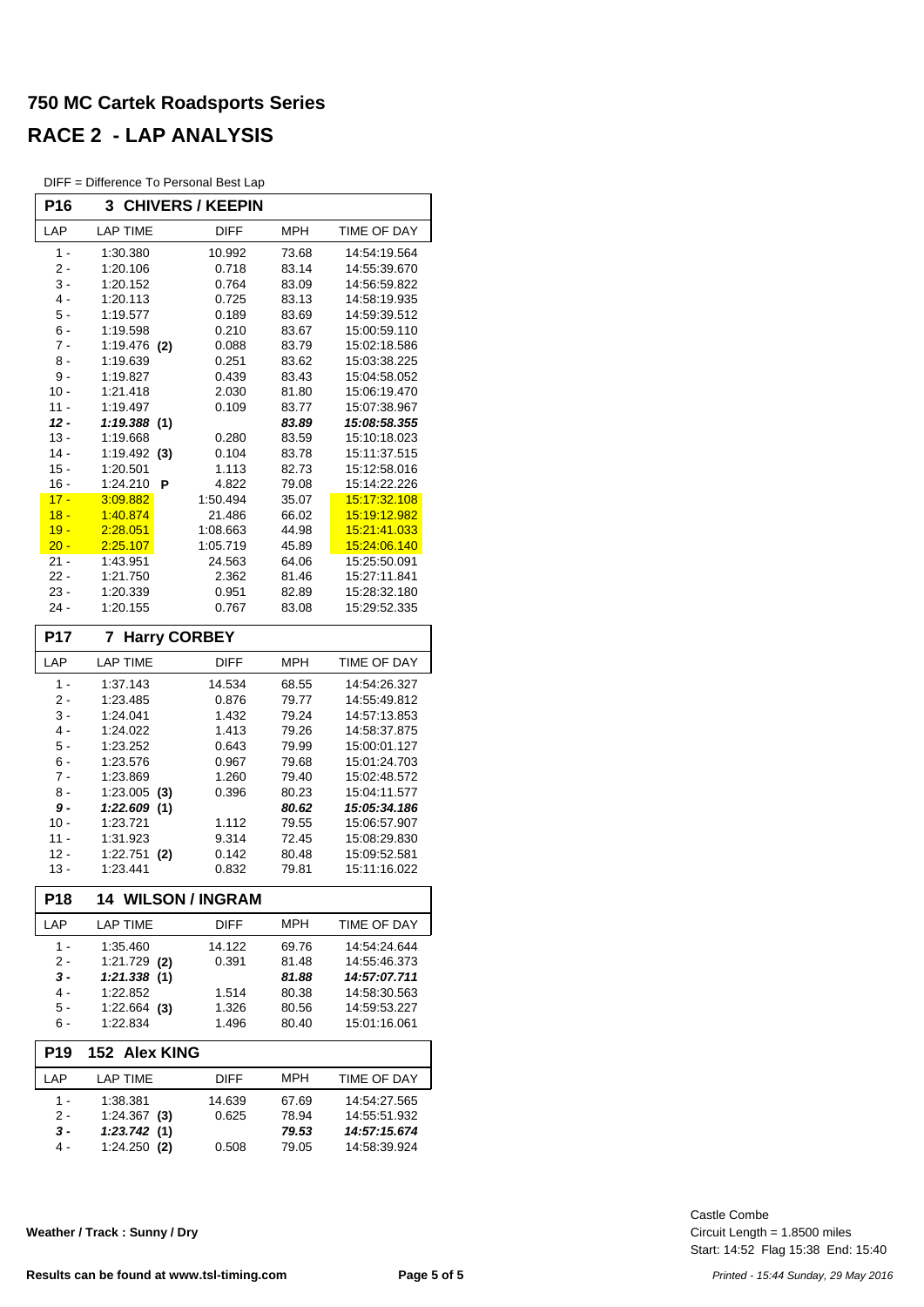# 750 MC Cartek Roadsports Series

## RACE 2 - LAP ANALYSIS

DIFF = Difference To Personal Best Lap

### P16 3 CHIVERS / KEEPIN

| LAP | LAP TIME | DIFF | MPH | TIME OF DAY |
|---|---|---|---|---|
| 1 - | 1:30.380 | 10.992 | 73.68 | 14:54:19.564 |
| 2 - | 1:20.106 | 0.718 | 83.14 | 14:55:39.670 |
| 3 - | 1:20.152 | 0.764 | 83.09 | 14:56:59.822 |
| 4 - | 1:20.113 | 0.725 | 83.13 | 14:58:19.935 |
| 5 - | 1:19.577 | 0.189 | 83.69 | 14:59:39.512 |
| 6 - | 1:19.598 | 0.210 | 83.67 | 15:00:59.110 |
| 7 - | 1:19.476 **(2)** | 0.088 | 83.79 | 15:02:18.586 |
| 8 - | 1:19.639 | 0.251 | 83.62 | 15:03:38.225 |
| 9 - | 1:19.827 | 0.439 | 83.43 | 15:04:58.052 |
| 10 - | 1:21.418 | 2.030 | 81.80 | 15:06:19.470 |
| 11 - | 1:19.497 | 0.109 | 83.77 | 15:07:38.967 |
| ***12 -*** | ***1:19.388 (1)*** | | ***83.89*** | ***15:08:58.355*** |
| 13 - | 1:19.668 | 0.280 | 83.59 | 15:10:18.023 |
| 14 - | 1:19.492 **(3)** | 0.104 | 83.78 | 15:11:37.515 |
| 15 - | 1:20.501 | 1.113 | 82.73 | 15:12:58.016 |
| 16 - | 1:24.210 **P** | 4.822 | 79.08 | 15:14:22.226 |
| 17 - | 3:09.882 | 1:50.494 | 35.07 | 15:17:32.108 |
| 18 - | 1:40.874 | 21.486 | 66.02 | 15:19:12.982 |
| 19 - | 2:28.051 | 1:08.663 | 44.98 | 15:21:41.033 |
| 20 - | 2:25.107 | 1:05.719 | 45.89 | 15:24:06.140 |
| 21 - | 1:43.951 | 24.563 | 64.06 | 15:25:50.091 |
| 22 - | 1:21.750 | 2.362 | 81.46 | 15:27:11.841 |
| 23 - | 1:20.339 | 0.951 | 82.89 | 15:28:32.180 |
| 24 - | 1:20.155 | 0.767 | 83.08 | 15:29:52.335 |

### P17 7 Harry CORBEY

| LAP | LAP TIME | DIFF | MPH | TIME OF DAY |
|---|---|---|---|---|
| 1 - | 1:37.143 | 14.534 | 68.55 | 14:54:26.327 |
| 2 - | 1:23.485 | 0.876 | 79.77 | 14:55:49.812 |
| 3 - | 1:24.041 | 1.432 | 79.24 | 14:57:13.853 |
| 4 - | 1:24.022 | 1.413 | 79.26 | 14:58:37.875 |
| 5 - | 1:23.252 | 0.643 | 79.99 | 15:00:01.127 |
| 6 - | 1:23.576 | 0.967 | 79.68 | 15:01:24.703 |
| 7 - | 1:23.869 | 1.260 | 79.40 | 15:02:48.572 |
| 8 - | 1:23.005 **(3)** | 0.396 | 80.23 | 15:04:11.577 |
| ***9 -*** | ***1:22.609 (1)*** | | ***80.62*** | ***15:05:34.186*** |
| 10 - | 1:23.721 | 1.112 | 79.55 | 15:06:57.907 |
| 11 - | 1:31.923 | 9.314 | 72.45 | 15:08:29.830 |
| 12 - | 1:22.751 **(2)** | 0.142 | 80.48 | 15:09:52.581 |
| 13 - | 1:23.441 | 0.832 | 79.81 | 15:11:16.022 |

### P18 14 WILSON / INGRAM

| LAP | LAP TIME | DIFF | MPH | TIME OF DAY |
|---|---|---|---|---|
| 1 - | 1:35.460 | 14.122 | 69.76 | 14:54:24.644 |
| 2 - | 1:21.729 **(2)** | 0.391 | 81.48 | 14:55:46.373 |
| ***3 -*** | ***1:21.338 (1)*** | | ***81.88*** | ***14:57:07.711*** |
| 4 - | 1:22.852 | 1.514 | 80.38 | 14:58:30.563 |
| 5 - | 1:22.664 **(3)** | 1.326 | 80.56 | 14:59:53.227 |
| 6 - | 1:22.834 | 1.496 | 80.40 | 15:01:16.061 |

### P19 152 Alex KING

| LAP | LAP TIME | DIFF | MPH | TIME OF DAY |
|---|---|---|---|---|
| 1 - | 1:38.381 | 14.639 | 67.69 | 14:54:27.565 |
| 2 - | 1:24.367 **(3)** | 0.625 | 78.94 | 14:55:51.932 |
| ***3 -*** | ***1:23.742 (1)*** | | ***79.53*** | ***14:57:15.674*** |
| 4 - | 1:24.250 **(2)** | 0.508 | 79.05 | 14:58:39.924 |

**Weather / Track : Sunny / Dry**

Castle Combe
Circuit Length = 1.8500 miles
Start: 14:52 Flag 15:38 End: 15:40

**Results can be found at www.tsl-timing.com**

*Printed - 15:44 Sunday, 29 May 2016*